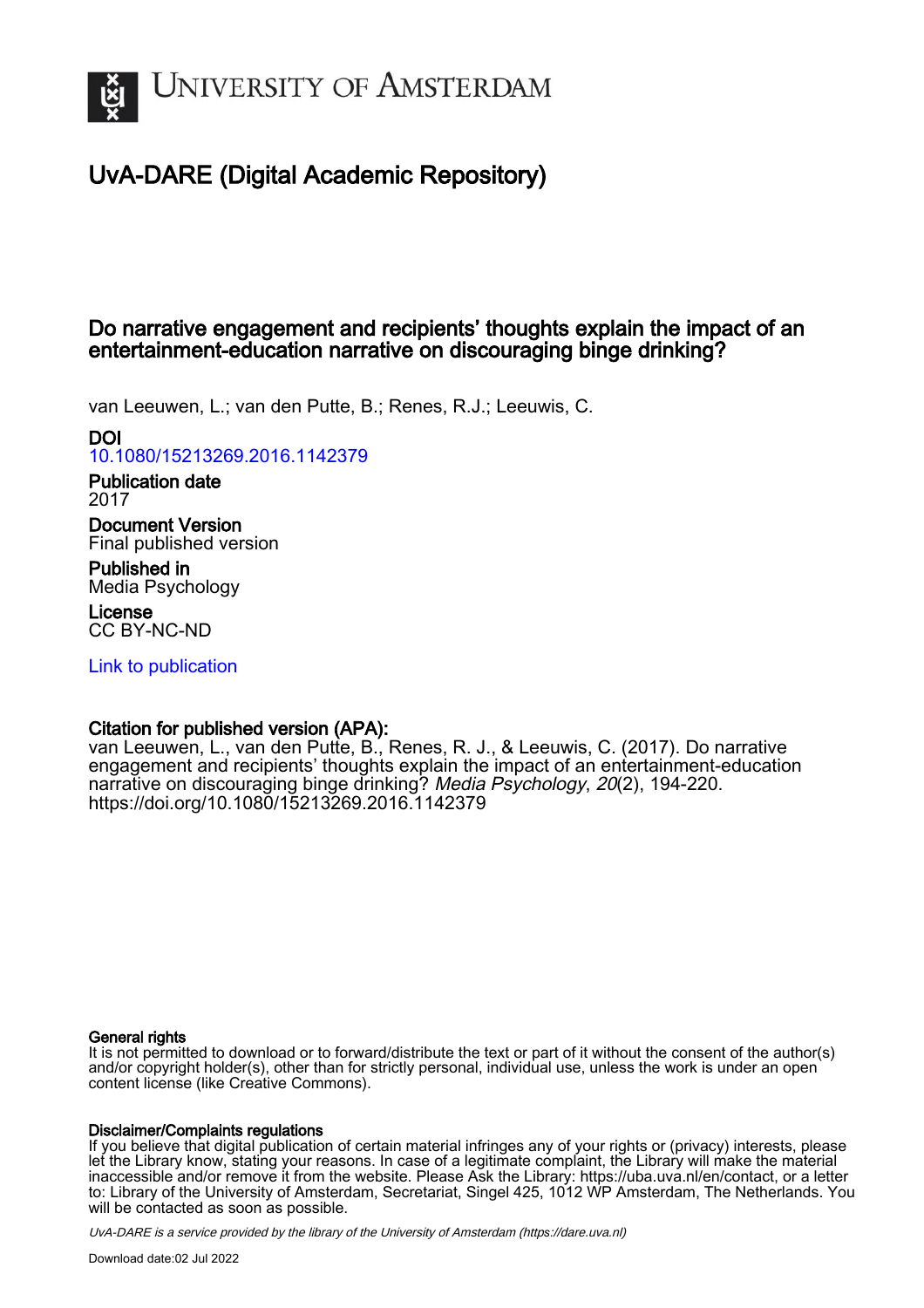# UvA-DARE (Digital Academic Repository)

## Do narrative engagement and recipients' thoughts explain the impact of an entertainment-education narrative on discouraging binge drinking?

van Leeuwen, L.; van den Putte, B.; Renes, R.J.; Leeuwis, C.

**DOI**
10.1080/15213269.2016.1142379

**Publication date**
2017

**Document Version**
Final published version

**Published in**
Media Psychology

**License**
CC BY-NC-ND

Link to publication

**Citation for published version (APA):**
van Leeuwen, L., van den Putte, B., Renes, R. J., & Leeuwis, C. (2017). Do narrative engagement and recipients' thoughts explain the impact of an entertainment-education narrative on discouraging binge drinking? *Media Psychology*, *20*(2), 194-220. https://doi.org/10.1080/15213269.2016.1142379

**General rights**
It is not permitted to download or to forward/distribute the text or part of it without the consent of the author(s) and/or copyright holder(s), other than for strictly personal, individual use, unless the work is under an open content license (like Creative Commons).

**Disclaimer/Complaints regulations**
If you believe that digital publication of certain material infringes any of your rights or (privacy) interests, please let the Library know, stating your reasons. In case of a legitimate complaint, the Library will make the material inaccessible and/or remove it from the website. Please Ask the Library: https://uba.uva.nl/en/contact, or a letter to: Library of the University of Amsterdam, Secretariat, Singel 425, 1012 WP Amsterdam, The Netherlands. You will be contacted as soon as possible.

*UvA-DARE is a service provided by the library of the University of Amsterdam (https://dare.uva.nl)*

Download date:02 Jul 2022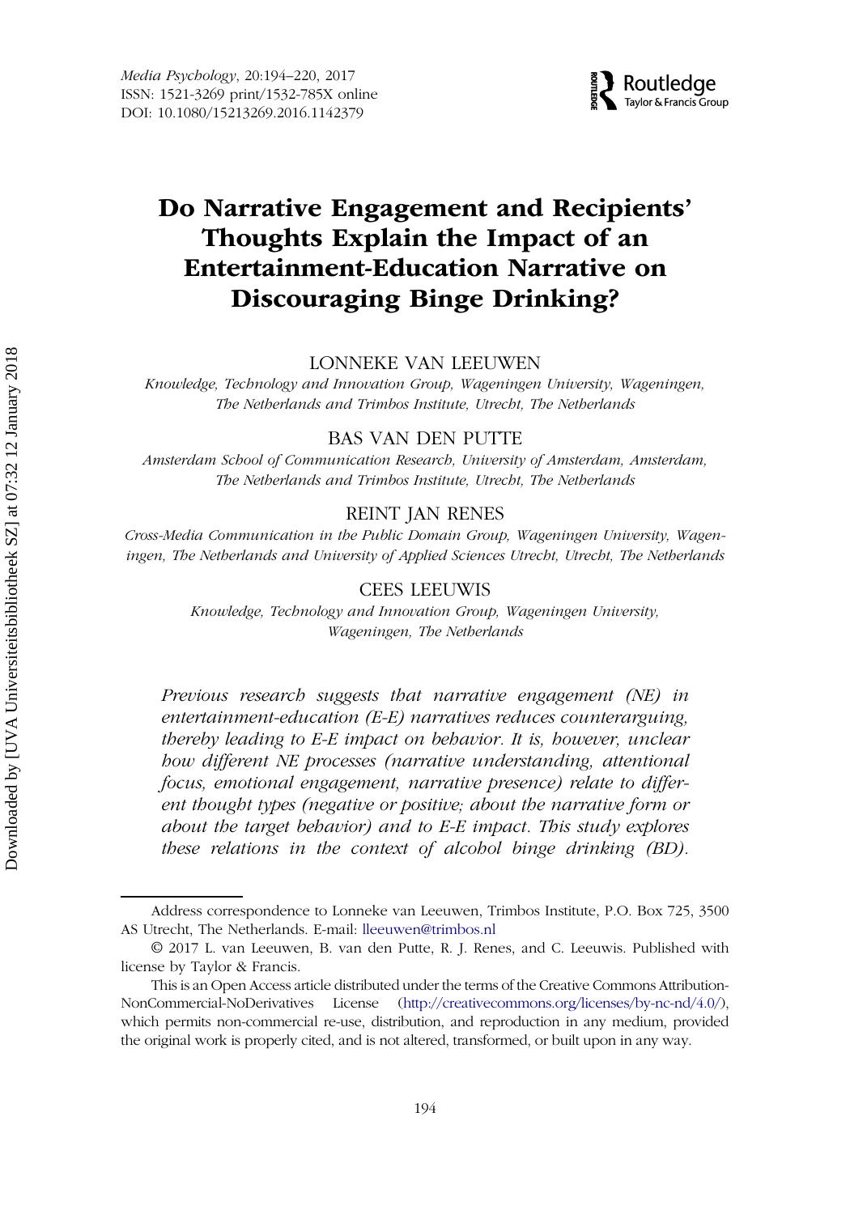# Do Narrative Engagement and Recipients' Thoughts Explain the Impact of an Entertainment-Education Narrative on Discouraging Binge Drinking?

LONNEKE VAN LEEUWEN

*Knowledge, Technology and Innovation Group, Wageningen University, Wageningen, The Netherlands and Trimbos Institute, Utrecht, The Netherlands*

BAS VAN DEN PUTTE

*Amsterdam School of Communication Research, University of Amsterdam, Amsterdam, The Netherlands and Trimbos Institute, Utrecht, The Netherlands*

REINT JAN RENES

*Cross-Media Communication in the Public Domain Group, Wageningen University, Wageningen, The Netherlands and University of Applied Sciences Utrecht, Utrecht, The Netherlands*

CEES LEEUWIS

*Knowledge, Technology and Innovation Group, Wageningen University, Wageningen, The Netherlands*

*Previous research suggests that narrative engagement (NE) in entertainment-education (E-E) narratives reduces counterarguing, thereby leading to E-E impact on behavior. It is, however, unclear how different NE processes (narrative understanding, attentional focus, emotional engagement, narrative presence) relate to different thought types (negative or positive; about the narrative form or about the target behavior) and to E-E impact. This study explores these relations in the context of alcohol binge drinking (BD).*

---

Address correspondence to Lonneke van Leeuwen, Trimbos Institute, P.O. Box 725, 3500 AS Utrecht, The Netherlands. E-mail: lleeuwen@trimbos.nl

© 2017 L. van Leeuwen, B. van den Putte, R. J. Renes, and C. Leeuwis. Published with license by Taylor & Francis.

This is an Open Access article distributed under the terms of the Creative Commons Attribution-NonCommercial-NoDerivatives License (http://creativecommons.org/licenses/by-nc-nd/4.0/), which permits non-commercial re-use, distribution, and reproduction in any medium, provided the original work is properly cited, and is not altered, transformed, or built upon in any way.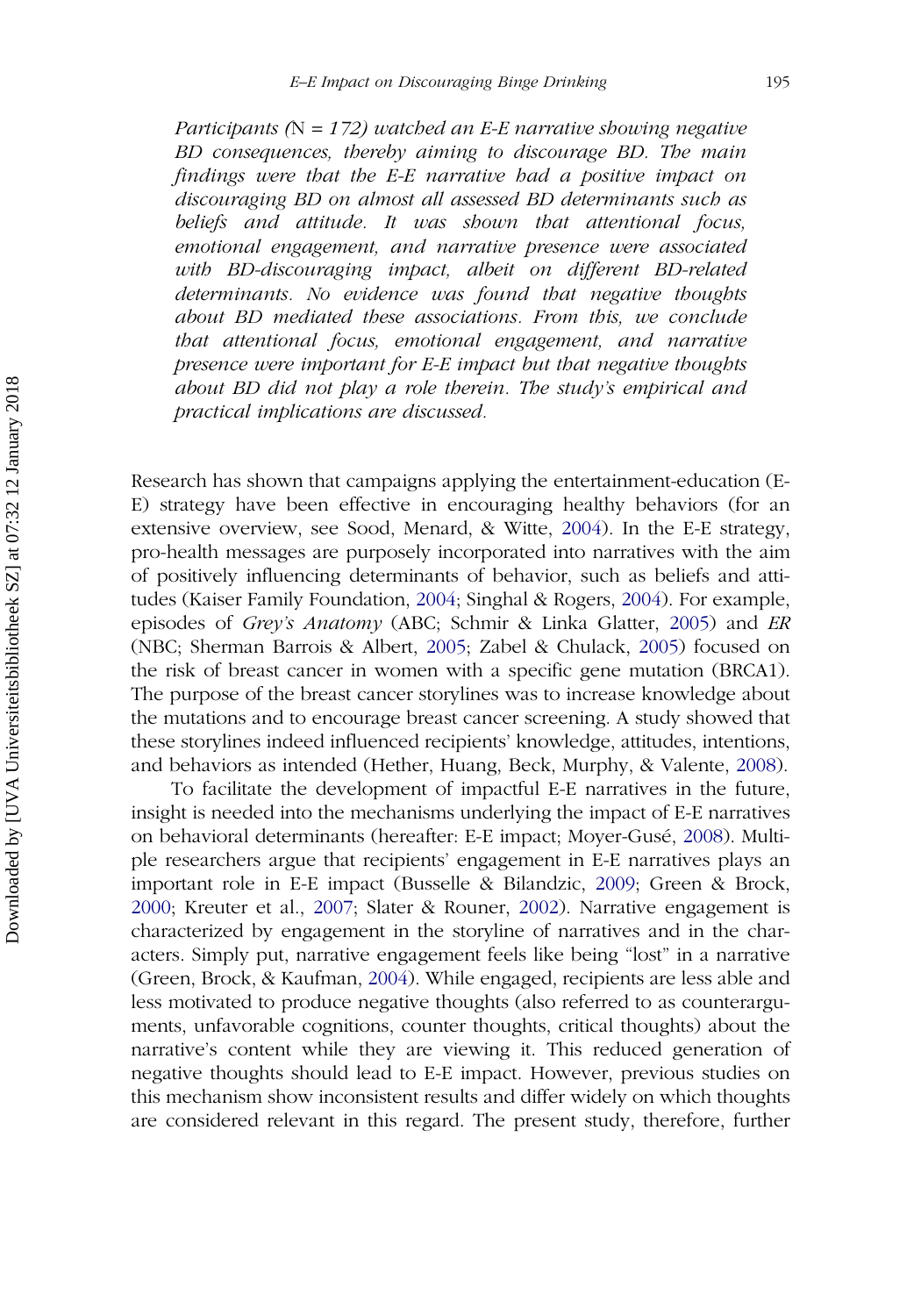*Participants (N = 172) watched an E-E narrative showing negative BD consequences, thereby aiming to discourage BD. The main findings were that the E-E narrative had a positive impact on discouraging BD on almost all assessed BD determinants such as beliefs and attitude. It was shown that attentional focus, emotional engagement, and narrative presence were associated with BD-discouraging impact, albeit on different BD-related determinants. No evidence was found that negative thoughts about BD mediated these associations. From this, we conclude that attentional focus, emotional engagement, and narrative presence were important for E-E impact but that negative thoughts about BD did not play a role therein. The study's empirical and practical implications are discussed.*

Research has shown that campaigns applying the entertainment-education (E-E) strategy have been effective in encouraging healthy behaviors (for an extensive overview, see Sood, Menard, & Witte, 2004). In the E-E strategy, pro-health messages are purposely incorporated into narratives with the aim of positively influencing determinants of behavior, such as beliefs and attitudes (Kaiser Family Foundation, 2004; Singhal & Rogers, 2004). For example, episodes of *Grey's Anatomy* (ABC; Schmir & Linka Glatter, 2005) and *ER* (NBC; Sherman Barrois & Albert, 2005; Zabel & Chulack, 2005) focused on the risk of breast cancer in women with a specific gene mutation (BRCA1). The purpose of the breast cancer storylines was to increase knowledge about the mutations and to encourage breast cancer screening. A study showed that these storylines indeed influenced recipients' knowledge, attitudes, intentions, and behaviors as intended (Hether, Huang, Beck, Murphy, & Valente, 2008).

To facilitate the development of impactful E-E narratives in the future, insight is needed into the mechanisms underlying the impact of E-E narratives on behavioral determinants (hereafter: E-E impact; Moyer-Gusé, 2008). Multiple researchers argue that recipients' engagement in E-E narratives plays an important role in E-E impact (Busselle & Bilandzic, 2009; Green & Brock, 2000; Kreuter et al., 2007; Slater & Rouner, 2002). Narrative engagement is characterized by engagement in the storyline of narratives and in the characters. Simply put, narrative engagement feels like being "lost" in a narrative (Green, Brock, & Kaufman, 2004). While engaged, recipients are less able and less motivated to produce negative thoughts (also referred to as counterarguments, unfavorable cognitions, counter thoughts, critical thoughts) about the narrative's content while they are viewing it. This reduced generation of negative thoughts should lead to E-E impact. However, previous studies on this mechanism show inconsistent results and differ widely on which thoughts are considered relevant in this regard. The present study, therefore, further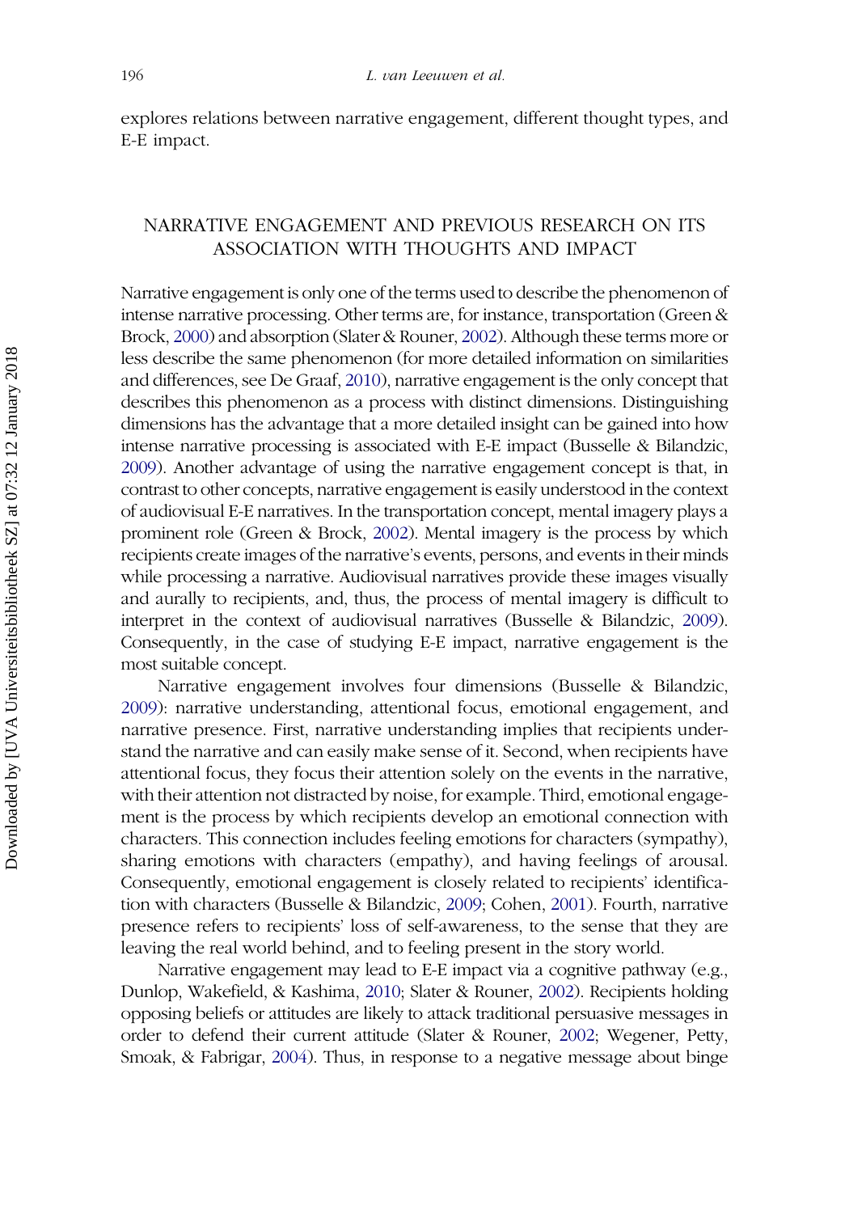explores relations between narrative engagement, different thought types, and E-E impact.

## NARRATIVE ENGAGEMENT AND PREVIOUS RESEARCH ON ITS ASSOCIATION WITH THOUGHTS AND IMPACT

Narrative engagement is only one of the terms used to describe the phenomenon of intense narrative processing. Other terms are, for instance, transportation (Green & Brock, 2000) and absorption (Slater & Rouner, 2002). Although these terms more or less describe the same phenomenon (for more detailed information on similarities and differences, see De Graaf, 2010), narrative engagement is the only concept that describes this phenomenon as a process with distinct dimensions. Distinguishing dimensions has the advantage that a more detailed insight can be gained into how intense narrative processing is associated with E-E impact (Busselle & Bilandzic, 2009). Another advantage of using the narrative engagement concept is that, in contrast to other concepts, narrative engagement is easily understood in the context of audiovisual E-E narratives. In the transportation concept, mental imagery plays a prominent role (Green & Brock, 2002). Mental imagery is the process by which recipients create images of the narrative's events, persons, and events in their minds while processing a narrative. Audiovisual narratives provide these images visually and aurally to recipients, and, thus, the process of mental imagery is difficult to interpret in the context of audiovisual narratives (Busselle & Bilandzic, 2009). Consequently, in the case of studying E-E impact, narrative engagement is the most suitable concept.

Narrative engagement involves four dimensions (Busselle & Bilandzic, 2009): narrative understanding, attentional focus, emotional engagement, and narrative presence. First, narrative understanding implies that recipients understand the narrative and can easily make sense of it. Second, when recipients have attentional focus, they focus their attention solely on the events in the narrative, with their attention not distracted by noise, for example. Third, emotional engagement is the process by which recipients develop an emotional connection with characters. This connection includes feeling emotions for characters (sympathy), sharing emotions with characters (empathy), and having feelings of arousal. Consequently, emotional engagement is closely related to recipients' identification with characters (Busselle & Bilandzic, 2009; Cohen, 2001). Fourth, narrative presence refers to recipients' loss of self-awareness, to the sense that they are leaving the real world behind, and to feeling present in the story world.

Narrative engagement may lead to E-E impact via a cognitive pathway (e.g., Dunlop, Wakefield, & Kashima, 2010; Slater & Rouner, 2002). Recipients holding opposing beliefs or attitudes are likely to attack traditional persuasive messages in order to defend their current attitude (Slater & Rouner, 2002; Wegener, Petty, Smoak, & Fabrigar, 2004). Thus, in response to a negative message about binge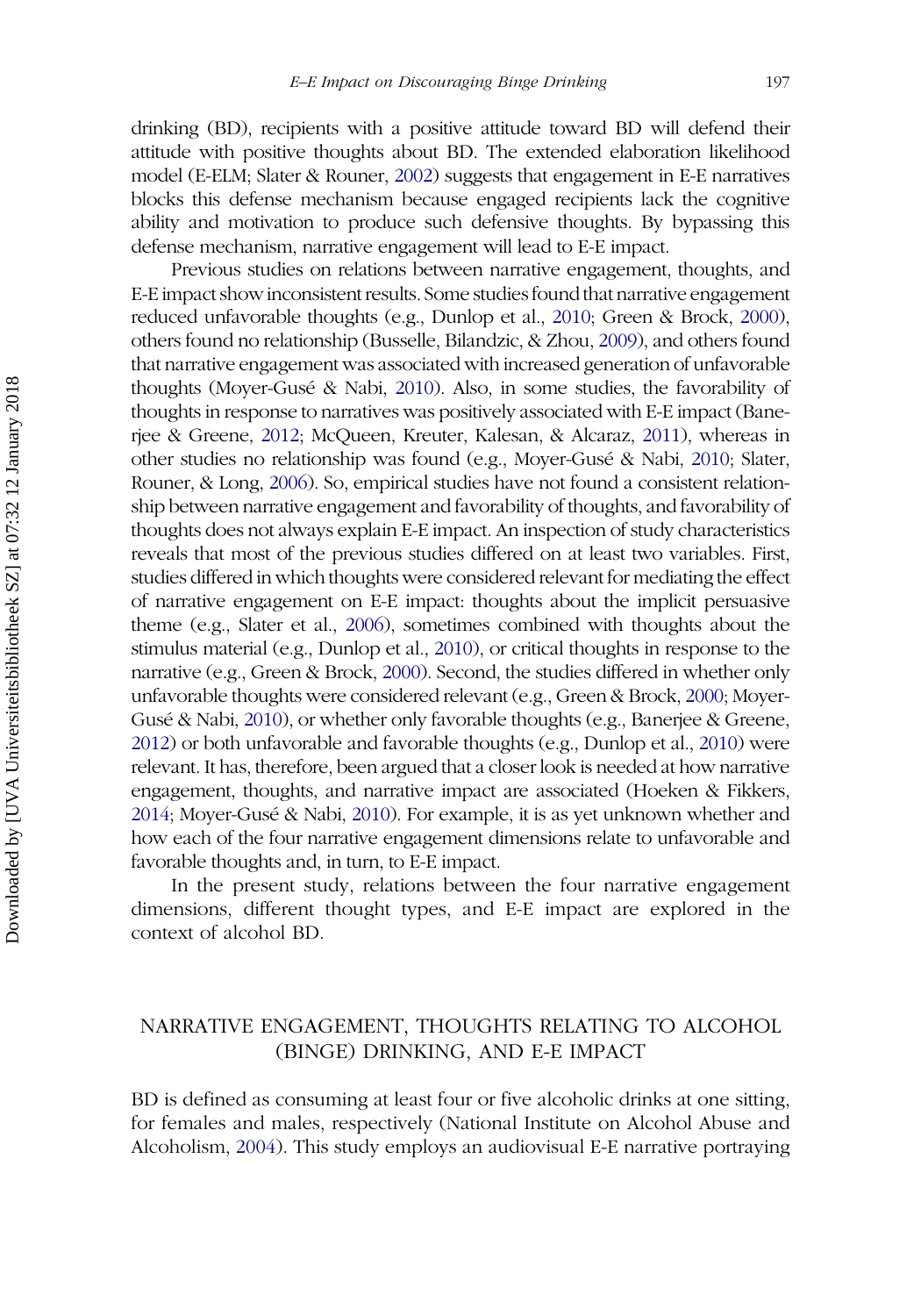drinking (BD), recipients with a positive attitude toward BD will defend their attitude with positive thoughts about BD. The extended elaboration likelihood model (E-ELM; Slater & Rouner, 2002) suggests that engagement in E-E narratives blocks this defense mechanism because engaged recipients lack the cognitive ability and motivation to produce such defensive thoughts. By bypassing this defense mechanism, narrative engagement will lead to E-E impact.

Previous studies on relations between narrative engagement, thoughts, and E-E impact show inconsistent results. Some studies found that narrative engagement reduced unfavorable thoughts (e.g., Dunlop et al., 2010; Green & Brock, 2000), others found no relationship (Busselle, Bilandzic, & Zhou, 2009), and others found that narrative engagement was associated with increased generation of unfavorable thoughts (Moyer-Gusé & Nabi, 2010). Also, in some studies, the favorability of thoughts in response to narratives was positively associated with E-E impact (Banerjee & Greene, 2012; McQueen, Kreuter, Kalesan, & Alcaraz, 2011), whereas in other studies no relationship was found (e.g., Moyer-Gusé & Nabi, 2010; Slater, Rouner, & Long, 2006). So, empirical studies have not found a consistent relationship between narrative engagement and favorability of thoughts, and favorability of thoughts does not always explain E-E impact. An inspection of study characteristics reveals that most of the previous studies differed on at least two variables. First, studies differed in which thoughts were considered relevant for mediating the effect of narrative engagement on E-E impact: thoughts about the implicit persuasive theme (e.g., Slater et al., 2006), sometimes combined with thoughts about the stimulus material (e.g., Dunlop et al., 2010), or critical thoughts in response to the narrative (e.g., Green & Brock, 2000). Second, the studies differed in whether only unfavorable thoughts were considered relevant (e.g., Green & Brock, 2000; Moyer-Gusé & Nabi, 2010), or whether only favorable thoughts (e.g., Banerjee & Greene, 2012) or both unfavorable and favorable thoughts (e.g., Dunlop et al., 2010) were relevant. It has, therefore, been argued that a closer look is needed at how narrative engagement, thoughts, and narrative impact are associated (Hoeken & Fikkers, 2014; Moyer-Gusé & Nabi, 2010). For example, it is as yet unknown whether and how each of the four narrative engagement dimensions relate to unfavorable and favorable thoughts and, in turn, to E-E impact.

In the present study, relations between the four narrative engagement dimensions, different thought types, and E-E impact are explored in the context of alcohol BD.

## NARRATIVE ENGAGEMENT, THOUGHTS RELATING TO ALCOHOL (BINGE) DRINKING, AND E-E IMPACT

BD is defined as consuming at least four or five alcoholic drinks at one sitting, for females and males, respectively (National Institute on Alcohol Abuse and Alcoholism, 2004). This study employs an audiovisual E-E narrative portraying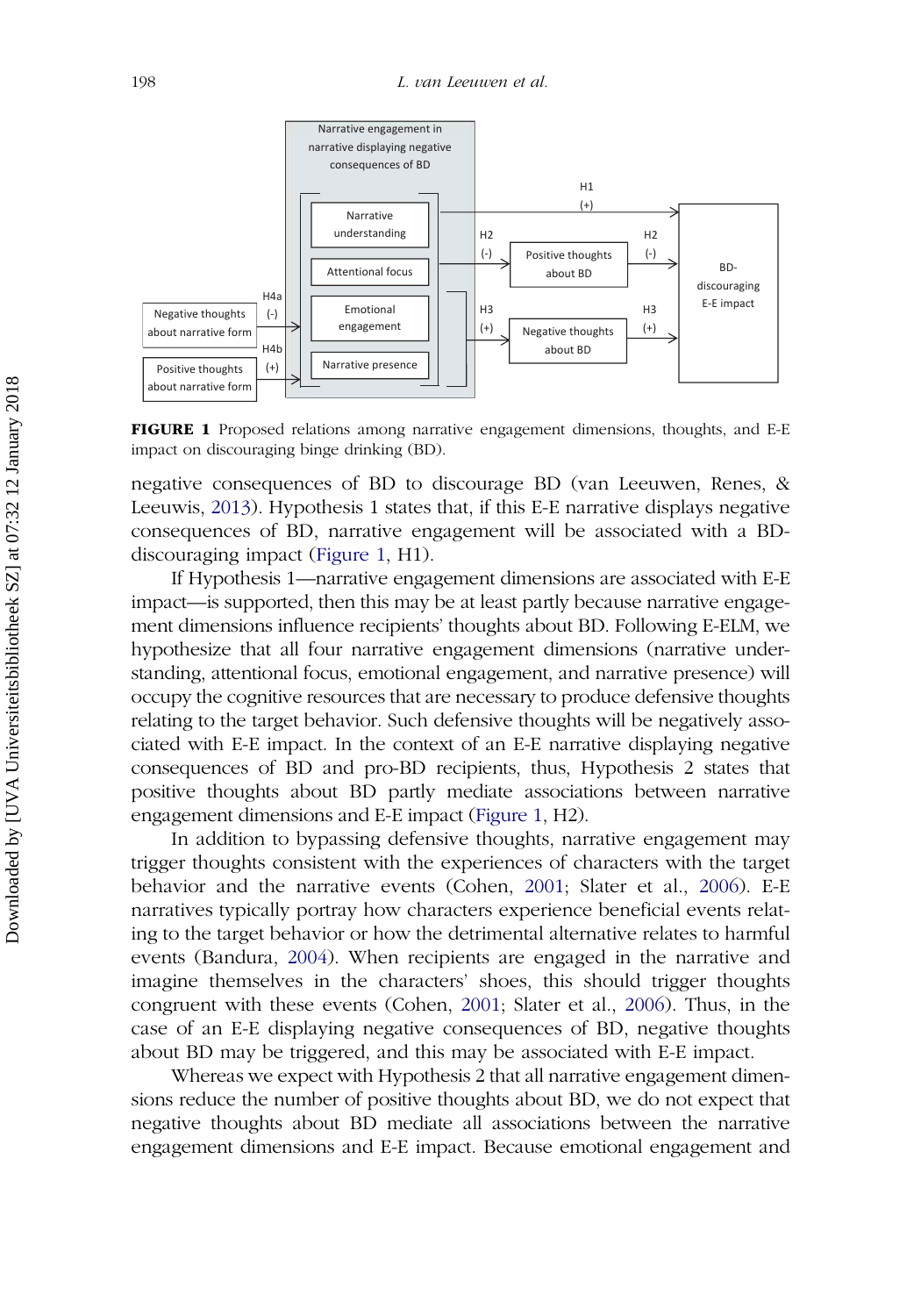**FIGURE 1** Proposed relations among narrative engagement dimensions, thoughts, and E-E impact on discouraging binge drinking (BD).

negative consequences of BD to discourage BD (van Leeuwen, Renes, & Leeuwis, 2013). Hypothesis 1 states that, if this E-E narrative displays negative consequences of BD, narrative engagement will be associated with a BD-discouraging impact (Figure 1, H1).

If Hypothesis 1—narrative engagement dimensions are associated with E-E impact—is supported, then this may be at least partly because narrative engagement dimensions influence recipients' thoughts about BD. Following E-ELM, we hypothesize that all four narrative engagement dimensions (narrative understanding, attentional focus, emotional engagement, and narrative presence) will occupy the cognitive resources that are necessary to produce defensive thoughts relating to the target behavior. Such defensive thoughts will be negatively associated with E-E impact. In the context of an E-E narrative displaying negative consequences of BD and pro-BD recipients, thus, Hypothesis 2 states that positive thoughts about BD partly mediate associations between narrative engagement dimensions and E-E impact (Figure 1, H2).

In addition to bypassing defensive thoughts, narrative engagement may trigger thoughts consistent with the experiences of characters with the target behavior and the narrative events (Cohen, 2001; Slater et al., 2006). E-E narratives typically portray how characters experience beneficial events relating to the target behavior or how the detrimental alternative relates to harmful events (Bandura, 2004). When recipients are engaged in the narrative and imagine themselves in the characters' shoes, this should trigger thoughts congruent with these events (Cohen, 2001; Slater et al., 2006). Thus, in the case of an E-E displaying negative consequences of BD, negative thoughts about BD may be triggered, and this may be associated with E-E impact.

Whereas we expect with Hypothesis 2 that all narrative engagement dimensions reduce the number of positive thoughts about BD, we do not expect that negative thoughts about BD mediate all associations between the narrative engagement dimensions and E-E impact. Because emotional engagement and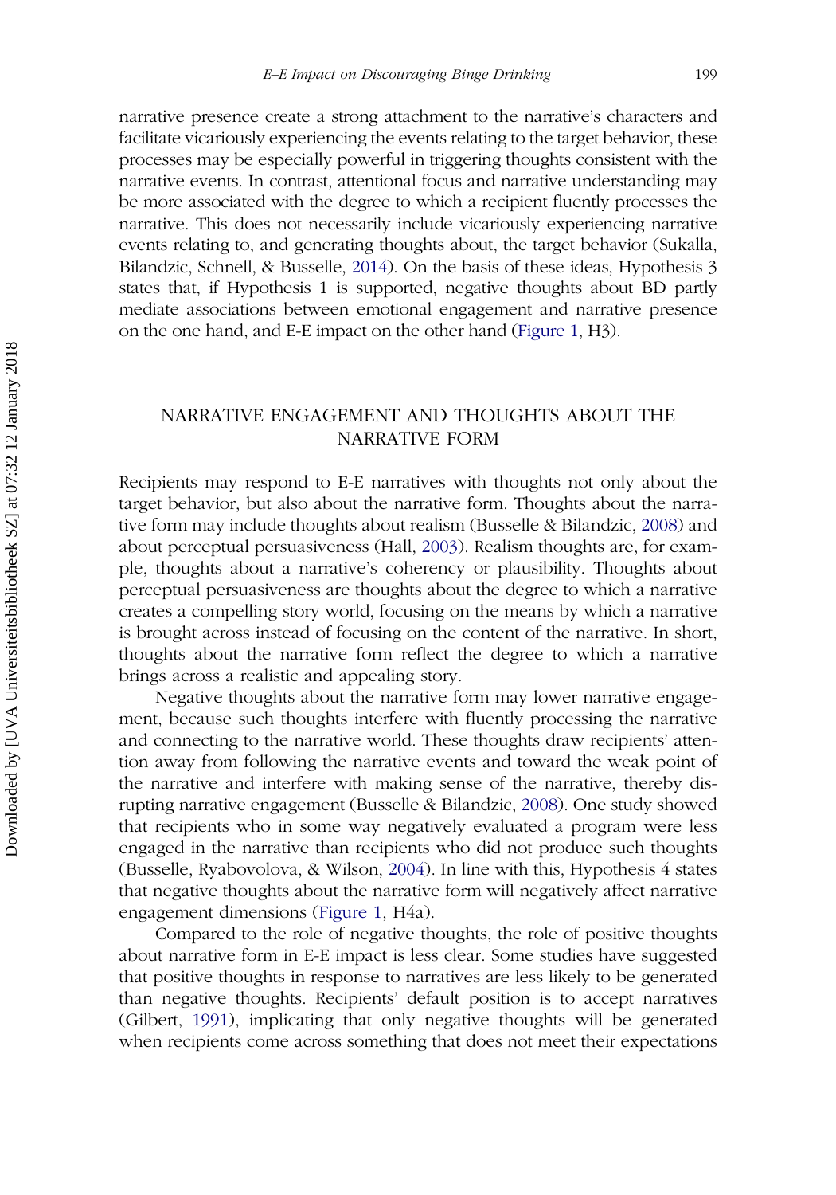narrative presence create a strong attachment to the narrative's characters and facilitate vicariously experiencing the events relating to the target behavior, these processes may be especially powerful in triggering thoughts consistent with the narrative events. In contrast, attentional focus and narrative understanding may be more associated with the degree to which a recipient fluently processes the narrative. This does not necessarily include vicariously experiencing narrative events relating to, and generating thoughts about, the target behavior (Sukalla, Bilandzic, Schnell, & Busselle, 2014). On the basis of these ideas, Hypothesis 3 states that, if Hypothesis 1 is supported, negative thoughts about BD partly mediate associations between emotional engagement and narrative presence on the one hand, and E-E impact on the other hand (Figure 1, H3).

## NARRATIVE ENGAGEMENT AND THOUGHTS ABOUT THE NARRATIVE FORM

Recipients may respond to E-E narratives with thoughts not only about the target behavior, but also about the narrative form. Thoughts about the narrative form may include thoughts about realism (Busselle & Bilandzic, 2008) and about perceptual persuasiveness (Hall, 2003). Realism thoughts are, for example, thoughts about a narrative's coherency or plausibility. Thoughts about perceptual persuasiveness are thoughts about the degree to which a narrative creates a compelling story world, focusing on the means by which a narrative is brought across instead of focusing on the content of the narrative. In short, thoughts about the narrative form reflect the degree to which a narrative brings across a realistic and appealing story.

Negative thoughts about the narrative form may lower narrative engagement, because such thoughts interfere with fluently processing the narrative and connecting to the narrative world. These thoughts draw recipients' attention away from following the narrative events and toward the weak point of the narrative and interfere with making sense of the narrative, thereby disrupting narrative engagement (Busselle & Bilandzic, 2008). One study showed that recipients who in some way negatively evaluated a program were less engaged in the narrative than recipients who did not produce such thoughts (Busselle, Ryabovolova, & Wilson, 2004). In line with this, Hypothesis 4 states that negative thoughts about the narrative form will negatively affect narrative engagement dimensions (Figure 1, H4a).

Compared to the role of negative thoughts, the role of positive thoughts about narrative form in E-E impact is less clear. Some studies have suggested that positive thoughts in response to narratives are less likely to be generated than negative thoughts. Recipients' default position is to accept narratives (Gilbert, 1991), implicating that only negative thoughts will be generated when recipients come across something that does not meet their expectations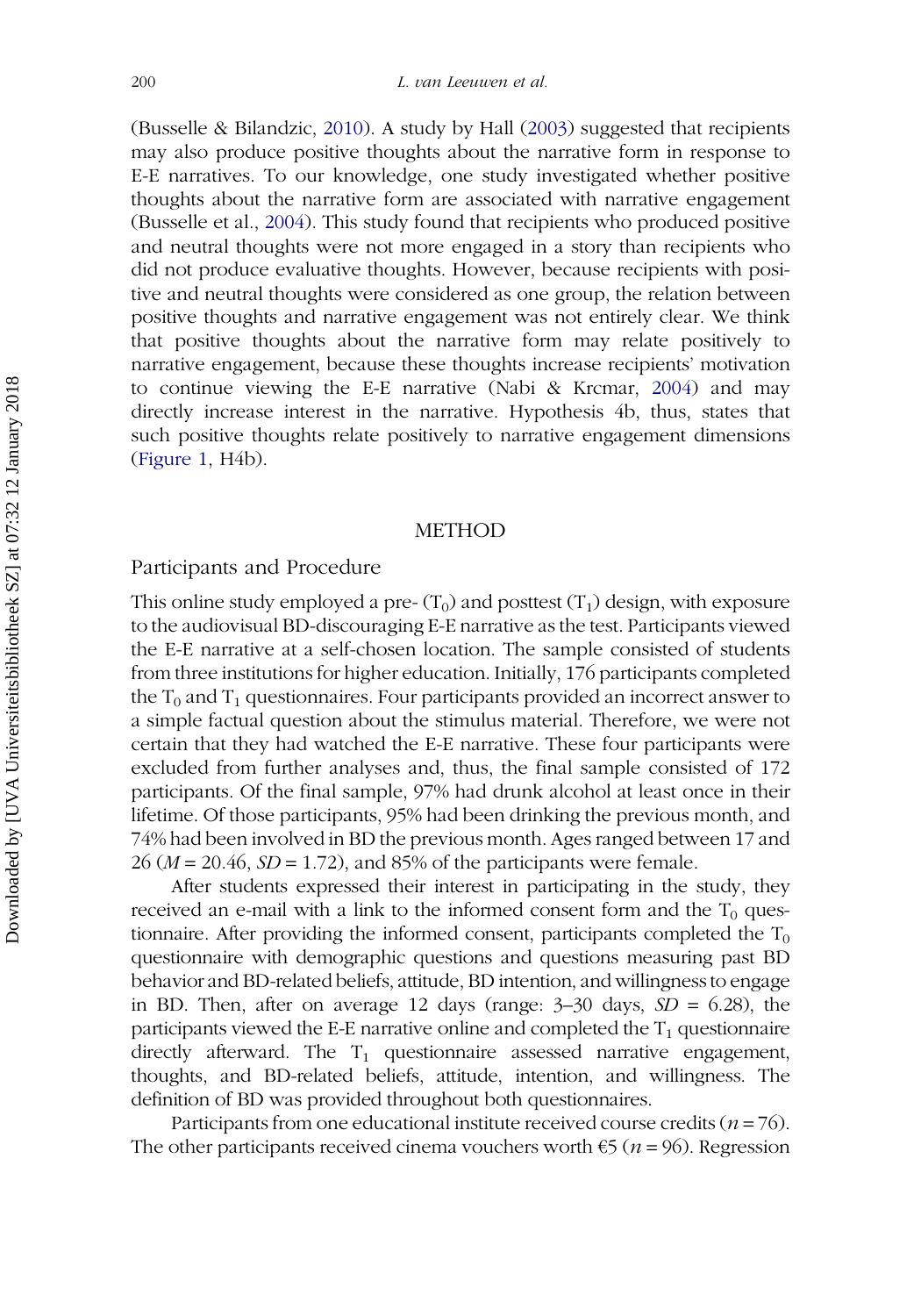(Busselle & Bilandzic, 2010). A study by Hall (2003) suggested that recipients may also produce positive thoughts about the narrative form in response to E-E narratives. To our knowledge, one study investigated whether positive thoughts about the narrative form are associated with narrative engagement (Busselle et al., 2004). This study found that recipients who produced positive and neutral thoughts were not more engaged in a story than recipients who did not produce evaluative thoughts. However, because recipients with positive and neutral thoughts were considered as one group, the relation between positive thoughts and narrative engagement was not entirely clear. We think that positive thoughts about the narrative form may relate positively to narrative engagement, because these thoughts increase recipients' motivation to continue viewing the E-E narrative (Nabi & Krcmar, 2004) and may directly increase interest in the narrative. Hypothesis 4b, thus, states that such positive thoughts relate positively to narrative engagement dimensions (Figure 1, H4b).

# METHOD

## Participants and Procedure

This online study employed a pre- ($T_0$) and posttest ($T_1$) design, with exposure to the audiovisual BD-discouraging E-E narrative as the test. Participants viewed the E-E narrative at a self-chosen location. The sample consisted of students from three institutions for higher education. Initially, 176 participants completed the $T_0$ and $T_1$ questionnaires. Four participants provided an incorrect answer to a simple factual question about the stimulus material. Therefore, we were not certain that they had watched the E-E narrative. These four participants were excluded from further analyses and, thus, the final sample consisted of 172 participants. Of the final sample, 97% had drunk alcohol at least once in their lifetime. Of those participants, 95% had been drinking the previous month, and 74% had been involved in BD the previous month. Ages ranged between 17 and 26 ($M = 20.46$, $SD = 1.72$), and 85% of the participants were female.

After students expressed their interest in participating in the study, they received an e-mail with a link to the informed consent form and the $T_0$ questionnaire. After providing the informed consent, participants completed the $T_0$ questionnaire with demographic questions and questions measuring past BD behavior and BD-related beliefs, attitude, BD intention, and willingness to engage in BD. Then, after on average 12 days (range: 3–30 days, $SD = 6.28$), the participants viewed the E-E narrative online and completed the $T_1$ questionnaire directly afterward. The $T_1$ questionnaire assessed narrative engagement, thoughts, and BD-related beliefs, attitude, intention, and willingness. The definition of BD was provided throughout both questionnaires.

Participants from one educational institute received course credits ($n = 76$). The other participants received cinema vouchers worth €5 ($n = 96$). Regression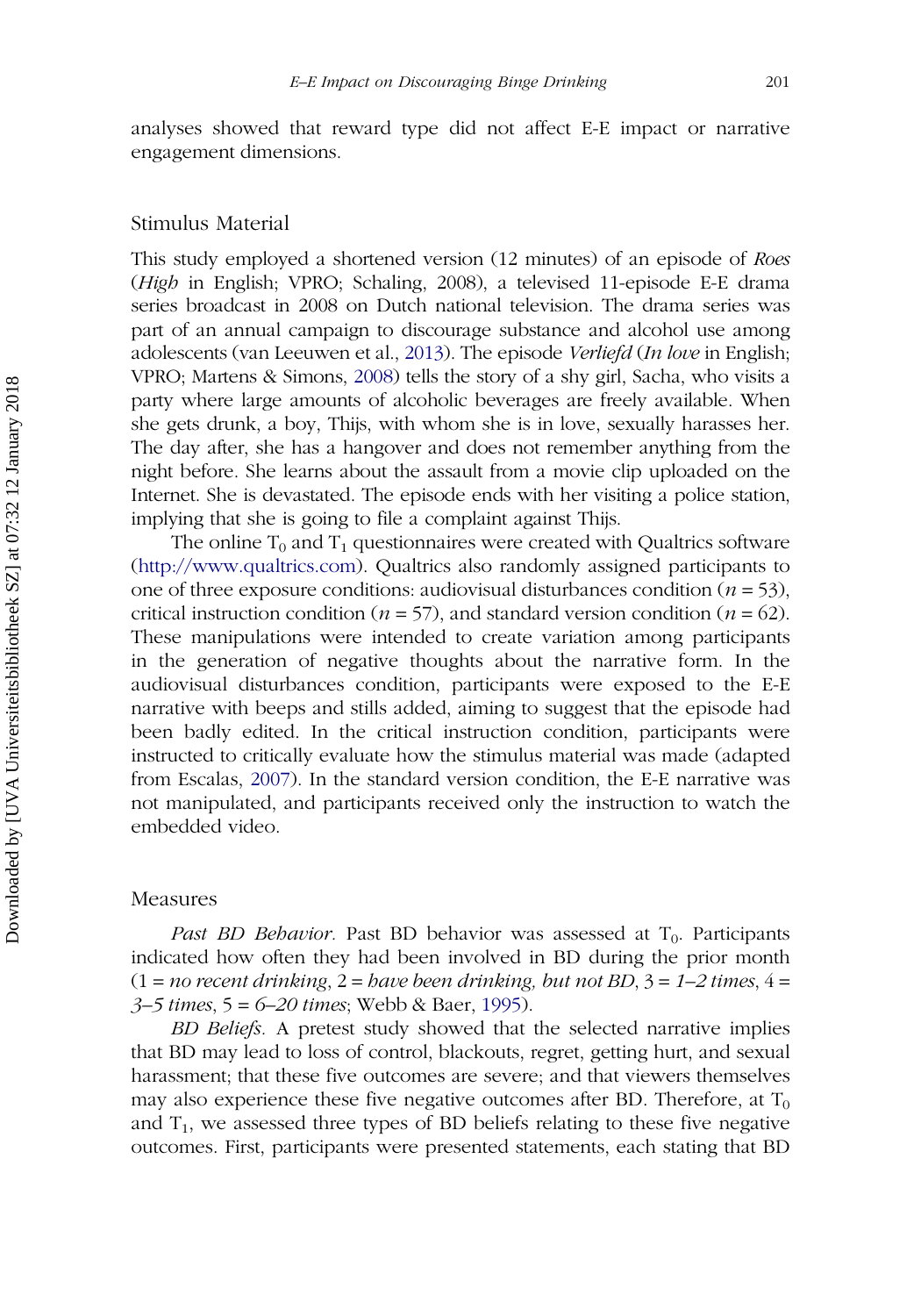analyses showed that reward type did not affect E-E impact or narrative engagement dimensions.

## Stimulus Material

This study employed a shortened version (12 minutes) of an episode of *Roes* (*High* in English; VPRO; Schaling, 2008), a televised 11-episode E-E drama series broadcast in 2008 on Dutch national television. The drama series was part of an annual campaign to discourage substance and alcohol use among adolescents (van Leeuwen et al., 2013). The episode *Verliefd* (*In love* in English; VPRO; Martens & Simons, 2008) tells the story of a shy girl, Sacha, who visits a party where large amounts of alcoholic beverages are freely available. When she gets drunk, a boy, Thijs, with whom she is in love, sexually harasses her. The day after, she has a hangover and does not remember anything from the night before. She learns about the assault from a movie clip uploaded on the Internet. She is devastated. The episode ends with her visiting a police station, implying that she is going to file a complaint against Thijs.

The online $T_0$ and $T_1$ questionnaires were created with Qualtrics software (http://www.qualtrics.com). Qualtrics also randomly assigned participants to one of three exposure conditions: audiovisual disturbances condition ($n = 53$), critical instruction condition ($n = 57$), and standard version condition ($n = 62$). These manipulations were intended to create variation among participants in the generation of negative thoughts about the narrative form. In the audiovisual disturbances condition, participants were exposed to the E-E narrative with beeps and stills added, aiming to suggest that the episode had been badly edited. In the critical instruction condition, participants were instructed to critically evaluate how the stimulus material was made (adapted from Escalas, 2007). In the standard version condition, the E-E narrative was not manipulated, and participants received only the instruction to watch the embedded video.

## Measures

*Past BD Behavior.* Past BD behavior was assessed at $T_0$. Participants indicated how often they had been involved in BD during the prior month (1 = *no recent drinking*, 2 = *have been drinking, but not BD*, 3 = *1–2 times*, 4 = *3–5 times*, 5 = *6–20 times*; Webb & Baer, 1995).

*BD Beliefs.* A pretest study showed that the selected narrative implies that BD may lead to loss of control, blackouts, regret, getting hurt, and sexual harassment; that these five outcomes are severe; and that viewers themselves may also experience these five negative outcomes after BD. Therefore, at $T_0$ and $T_1$, we assessed three types of BD beliefs relating to these five negative outcomes. First, participants were presented statements, each stating that BD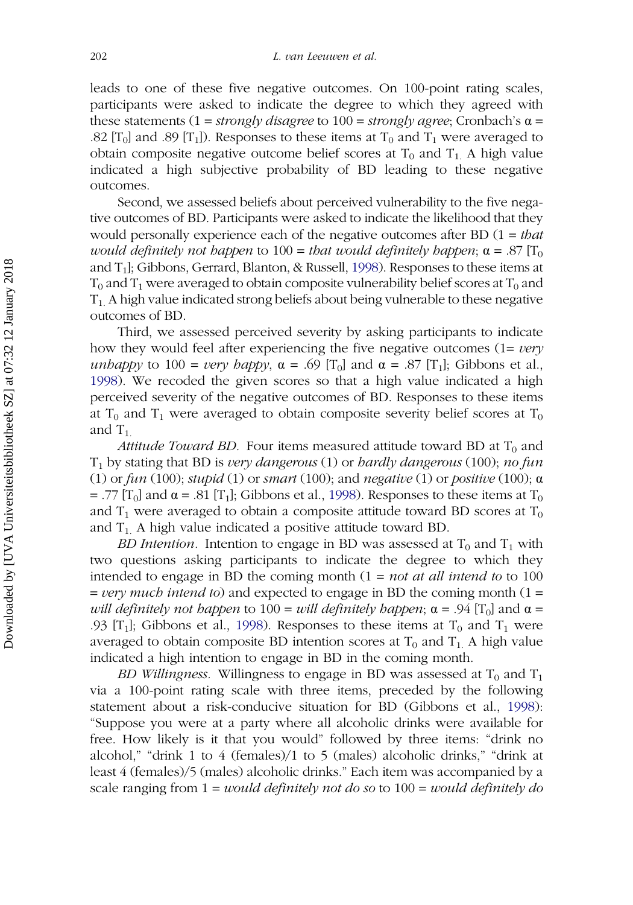leads to one of these five negative outcomes. On 100-point rating scales, participants were asked to indicate the degree to which they agreed with these statements (1 = *strongly disagree* to 100 = *strongly agree*; Cronbach's $\alpha$ = .82 [$T_0$] and .89 [$T_1$]). Responses to these items at $T_0$ and $T_1$ were averaged to obtain composite negative outcome belief scores at $T_0$ and $T_1$. A high value indicated a high subjective probability of BD leading to these negative outcomes.

Second, we assessed beliefs about perceived vulnerability to the five negative outcomes of BD. Participants were asked to indicate the likelihood that they would personally experience each of the negative outcomes after BD (1 = *that would definitely not happen* to 100 = *that would definitely happen*; $\alpha$ = .87 [$T_0$ and $T_1$]; Gibbons, Gerrard, Blanton, & Russell, 1998). Responses to these items at $T_0$ and $T_1$ were averaged to obtain composite vulnerability belief scores at $T_0$ and $T_1$. A high value indicated strong beliefs about being vulnerable to these negative outcomes of BD.

Third, we assessed perceived severity by asking participants to indicate how they would feel after experiencing the five negative outcomes (1= *very unhappy* to 100 = *very happy*, $\alpha$ = .69 [$T_0$] and $\alpha$ = .87 [$T_1$]; Gibbons et al., 1998). We recoded the given scores so that a high value indicated a high perceived severity of the negative outcomes of BD. Responses to these items at $T_0$ and $T_1$ were averaged to obtain composite severity belief scores at $T_0$ and $T_1$.

*Attitude Toward BD.* Four items measured attitude toward BD at $T_0$ and $T_1$ by stating that BD is *very dangerous* (1) or *hardly dangerous* (100); *no fun* (1) or *fun* (100); *stupid* (1) or *smart* (100); and *negative* (1) or *positive* (100); $\alpha$ = .77 [$T_0$] and $\alpha$ = .81 [$T_1$]; Gibbons et al., 1998). Responses to these items at $T_0$ and $T_1$ were averaged to obtain a composite attitude toward BD scores at $T_0$ and $T_1$. A high value indicated a positive attitude toward BD.

*BD Intention.* Intention to engage in BD was assessed at $T_0$ and $T_1$ with two questions asking participants to indicate the degree to which they intended to engage in BD the coming month (1 = *not at all intend to* to 100 = *very much intend to*) and expected to engage in BD the coming month (1 = *will definitely not happen* to 100 = *will definitely happen*; $\alpha$ = .94 [$T_0$] and $\alpha$ = .93 [$T_1$]; Gibbons et al., 1998). Responses to these items at $T_0$ and $T_1$ were averaged to obtain composite BD intention scores at $T_0$ and $T_1$. A high value indicated a high intention to engage in BD in the coming month.

*BD Willingness.* Willingness to engage in BD was assessed at $T_0$ and $T_1$ via a 100-point rating scale with three items, preceded by the following statement about a risk-conducive situation for BD (Gibbons et al., 1998): "Suppose you were at a party where all alcoholic drinks were available for free. How likely is it that you would" followed by three items: "drink no alcohol," "drink 1 to 4 (females)/1 to 5 (males) alcoholic drinks," "drink at least 4 (females)/5 (males) alcoholic drinks." Each item was accompanied by a scale ranging from 1 = *would definitely not do so* to 100 = *would definitely do*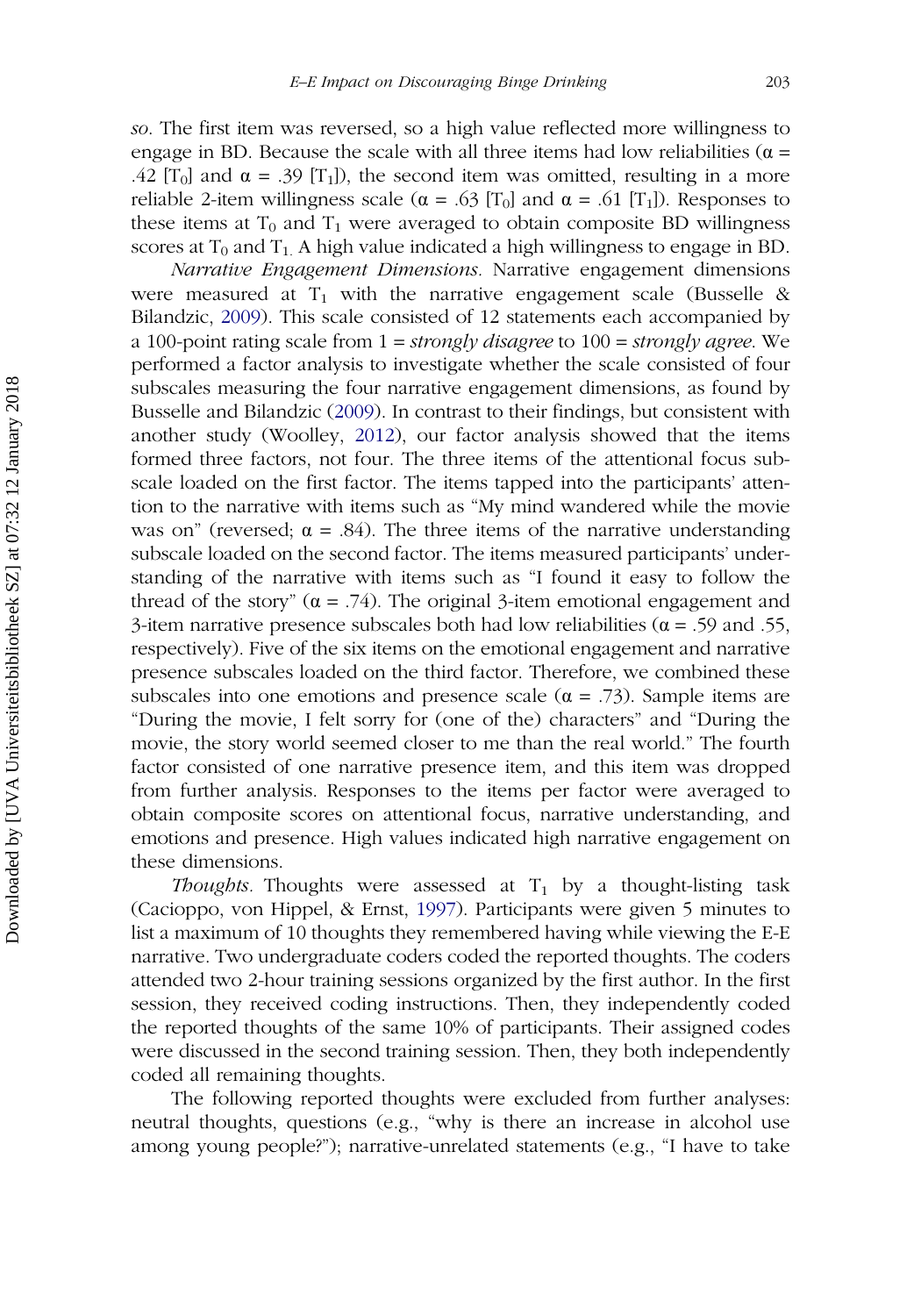*so*. The first item was reversed, so a high value reflected more willingness to engage in BD. Because the scale with all three items had low reliabilities ($\alpha$ = .42 [$T_0$] and $\alpha$ = .39 [$T_1$]), the second item was omitted, resulting in a more reliable 2-item willingness scale ($\alpha$ = .63 [$T_0$] and $\alpha$ = .61 [$T_1$]). Responses to these items at $T_0$ and $T_1$ were averaged to obtain composite BD willingness scores at $T_0$ and $T_1$. A high value indicated a high willingness to engage in BD.

*Narrative Engagement Dimensions*. Narrative engagement dimensions were measured at $T_1$ with the narrative engagement scale (Busselle & Bilandzic, 2009). This scale consisted of 12 statements each accompanied by a 100-point rating scale from 1 = *strongly disagree* to 100 = *strongly agree*. We performed a factor analysis to investigate whether the scale consisted of four subscales measuring the four narrative engagement dimensions, as found by Busselle and Bilandzic (2009). In contrast to their findings, but consistent with another study (Woolley, 2012), our factor analysis showed that the items formed three factors, not four. The three items of the attentional focus subscale loaded on the first factor. The items tapped into the participants' attention to the narrative with items such as "My mind wandered while the movie was on" (reversed; $\alpha$ = .84). The three items of the narrative understanding subscale loaded on the second factor. The items measured participants' understanding of the narrative with items such as "I found it easy to follow the thread of the story" ($\alpha$ = .74). The original 3-item emotional engagement and 3-item narrative presence subscales both had low reliabilities ($\alpha$ = .59 and .55, respectively). Five of the six items on the emotional engagement and narrative presence subscales loaded on the third factor. Therefore, we combined these subscales into one emotions and presence scale ($\alpha$ = .73). Sample items are "During the movie, I felt sorry for (one of the) characters" and "During the movie, the story world seemed closer to me than the real world." The fourth factor consisted of one narrative presence item, and this item was dropped from further analysis. Responses to the items per factor were averaged to obtain composite scores on attentional focus, narrative understanding, and emotions and presence. High values indicated high narrative engagement on these dimensions.

*Thoughts*. Thoughts were assessed at $T_1$ by a thought-listing task (Cacioppo, von Hippel, & Ernst, 1997). Participants were given 5 minutes to list a maximum of 10 thoughts they remembered having while viewing the E-E narrative. Two undergraduate coders coded the reported thoughts. The coders attended two 2-hour training sessions organized by the first author. In the first session, they received coding instructions. Then, they independently coded the reported thoughts of the same 10% of participants. Their assigned codes were discussed in the second training session. Then, they both independently coded all remaining thoughts.

The following reported thoughts were excluded from further analyses: neutral thoughts, questions (e.g., "why is there an increase in alcohol use among young people?"); narrative-unrelated statements (e.g., "I have to take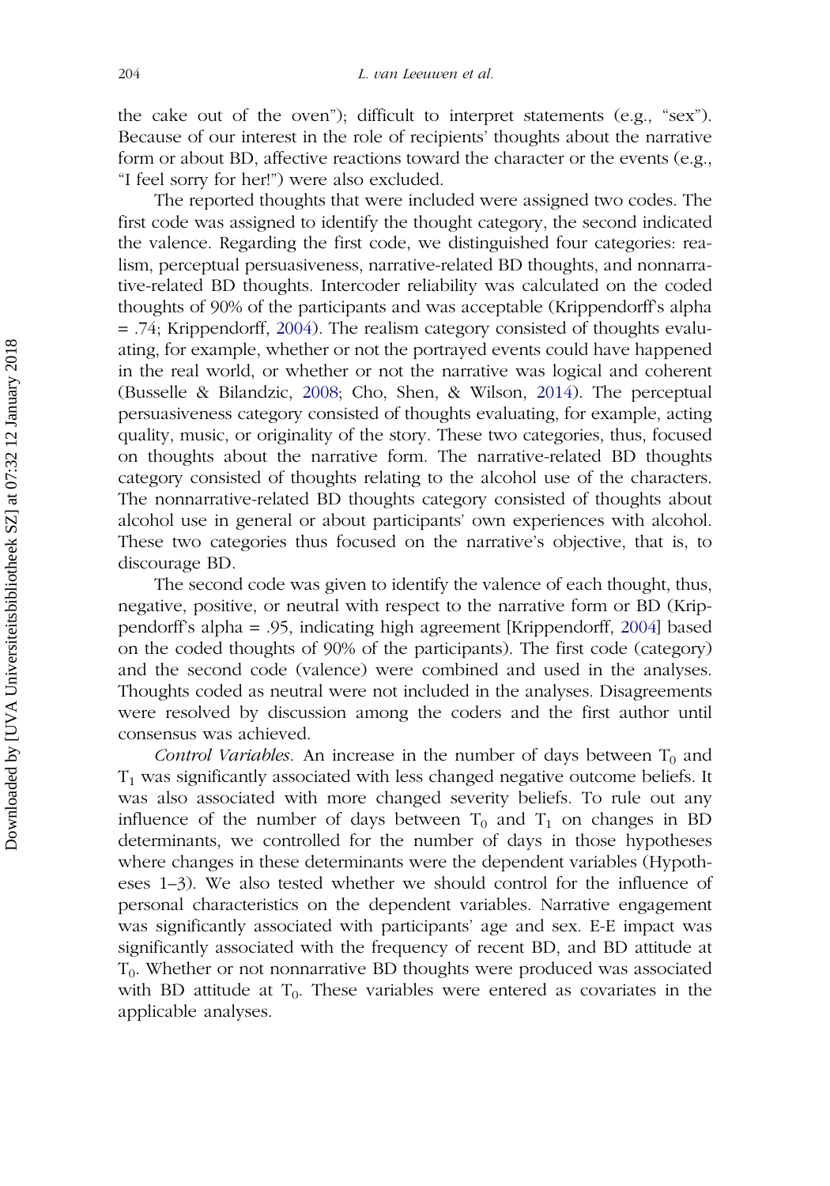the cake out of the oven"); difficult to interpret statements (e.g., "sex"). Because of our interest in the role of recipients' thoughts about the narrative form or about BD, affective reactions toward the character or the events (e.g., "I feel sorry for her!") were also excluded.

The reported thoughts that were included were assigned two codes. The first code was assigned to identify the thought category, the second indicated the valence. Regarding the first code, we distinguished four categories: realism, perceptual persuasiveness, narrative-related BD thoughts, and nonnarrative-related BD thoughts. Intercoder reliability was calculated on the coded thoughts of 90% of the participants and was acceptable (Krippendorff's alpha = .74; Krippendorff, 2004). The realism category consisted of thoughts evaluating, for example, whether or not the portrayed events could have happened in the real world, or whether or not the narrative was logical and coherent (Busselle & Bilandzic, 2008; Cho, Shen, & Wilson, 2014). The perceptual persuasiveness category consisted of thoughts evaluating, for example, acting quality, music, or originality of the story. These two categories, thus, focused on thoughts about the narrative form. The narrative-related BD thoughts category consisted of thoughts relating to the alcohol use of the characters. The nonnarrative-related BD thoughts category consisted of thoughts about alcohol use in general or about participants' own experiences with alcohol. These two categories thus focused on the narrative's objective, that is, to discourage BD.

The second code was given to identify the valence of each thought, thus, negative, positive, or neutral with respect to the narrative form or BD (Krippendorff's alpha = .95, indicating high agreement [Krippendorff, 2004] based on the coded thoughts of 90% of the participants). The first code (category) and the second code (valence) were combined and used in the analyses. Thoughts coded as neutral were not included in the analyses. Disagreements were resolved by discussion among the coders and the first author until consensus was achieved.

*Control Variables.* An increase in the number of days between $T_0$ and $T_1$ was significantly associated with less changed negative outcome beliefs. It was also associated with more changed severity beliefs. To rule out any influence of the number of days between $T_0$ and $T_1$ on changes in BD determinants, we controlled for the number of days in those hypotheses where changes in these determinants were the dependent variables (Hypotheses 1–3). We also tested whether we should control for the influence of personal characteristics on the dependent variables. Narrative engagement was significantly associated with participants' age and sex. E-E impact was significantly associated with the frequency of recent BD, and BD attitude at $T_0$. Whether or not nonnarrative BD thoughts were produced was associated with BD attitude at $T_0$. These variables were entered as covariates in the applicable analyses.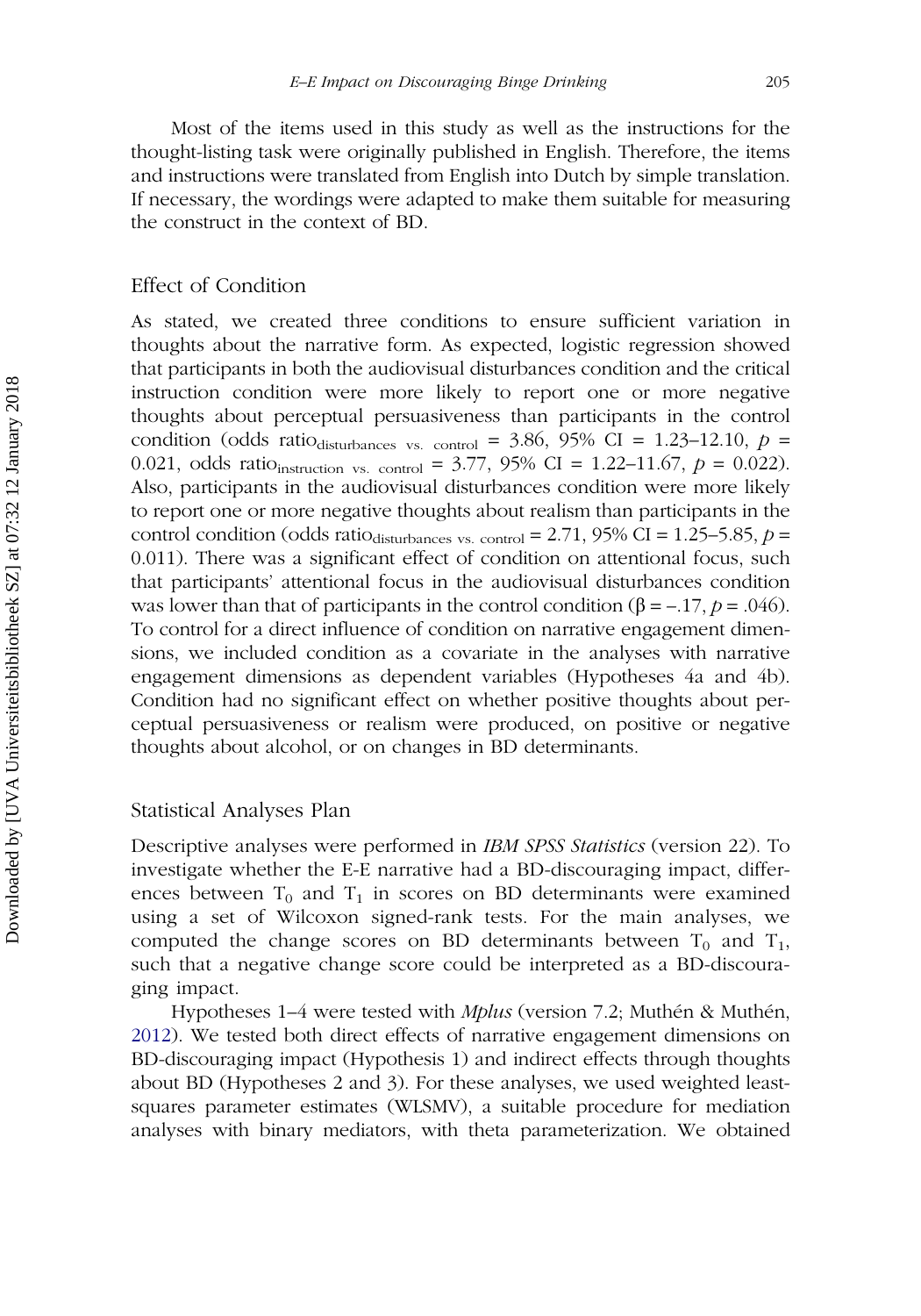Most of the items used in this study as well as the instructions for the thought-listing task were originally published in English. Therefore, the items and instructions were translated from English into Dutch by simple translation. If necessary, the wordings were adapted to make them suitable for measuring the construct in the context of BD.

## Effect of Condition

As stated, we created three conditions to ensure sufficient variation in thoughts about the narrative form. As expected, logistic regression showed that participants in both the audiovisual disturbances condition and the critical instruction condition were more likely to report one or more negative thoughts about perceptual persuasiveness than participants in the control condition (odds $\text{ratio}_{\text{disturbances vs. control}}$ = 3.86, 95% CI = 1.23–12.10, $p$ = 0.021, odds $\text{ratio}_{\text{instruction vs. control}}$ = 3.77, 95% CI = 1.22–11.67, $p$ = 0.022). Also, participants in the audiovisual disturbances condition were more likely to report one or more negative thoughts about realism than participants in the control condition (odds $\text{ratio}_{\text{disturbances vs. control}}$ = 2.71, 95% CI = 1.25–5.85, $p$ = 0.011). There was a significant effect of condition on attentional focus, such that participants' attentional focus in the audiovisual disturbances condition was lower than that of participants in the control condition ($\beta = -.17$, $p = .046$). To control for a direct influence of condition on narrative engagement dimensions, we included condition as a covariate in the analyses with narrative engagement dimensions as dependent variables (Hypotheses 4a and 4b). Condition had no significant effect on whether positive thoughts about perceptual persuasiveness or realism were produced, on positive or negative thoughts about alcohol, or on changes in BD determinants.

## Statistical Analyses Plan

Descriptive analyses were performed in *IBM SPSS Statistics* (version 22). To investigate whether the E-E narrative had a BD-discouraging impact, differences between $T_0$ and $T_1$ in scores on BD determinants were examined using a set of Wilcoxon signed-rank tests. For the main analyses, we computed the change scores on BD determinants between $T_0$ and $T_1$, such that a negative change score could be interpreted as a BD-discouraging impact.

Hypotheses 1–4 were tested with *Mplus* (version 7.2; Muthén & Muthén, 2012). We tested both direct effects of narrative engagement dimensions on BD-discouraging impact (Hypothesis 1) and indirect effects through thoughts about BD (Hypotheses 2 and 3). For these analyses, we used weighted least-squares parameter estimates (WLSMV), a suitable procedure for mediation analyses with binary mediators, with theta parameterization. We obtained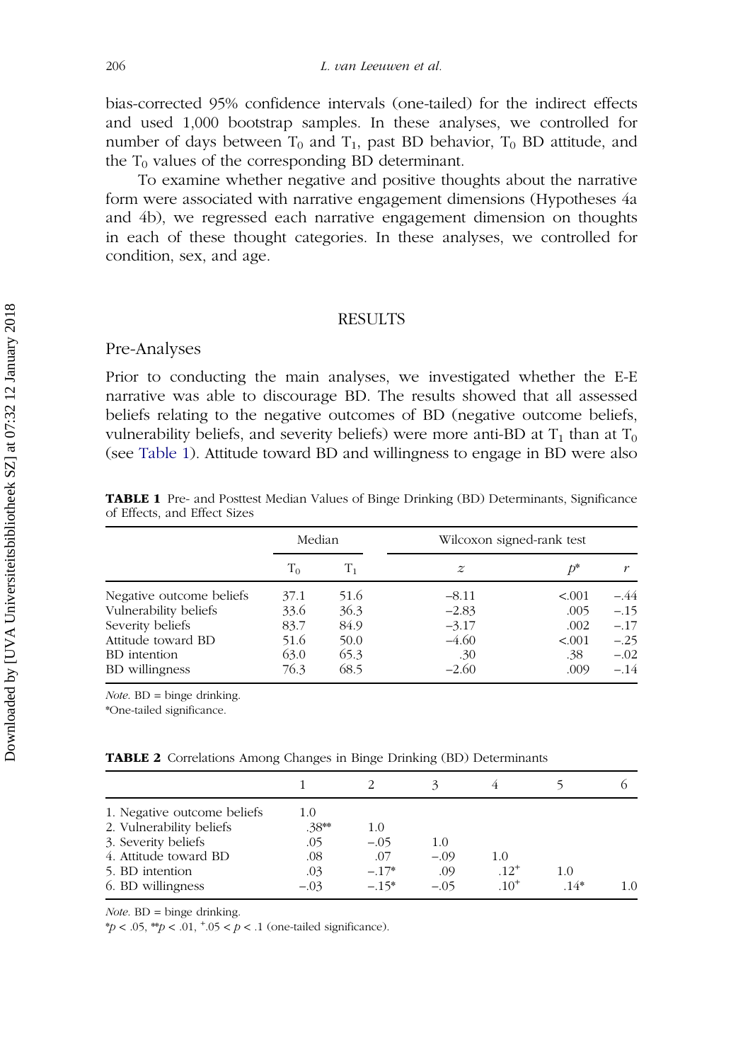bias-corrected 95% confidence intervals (one-tailed) for the indirect effects and used 1,000 bootstrap samples. In these analyses, we controlled for number of days between $T_0$ and $T_1$, past BD behavior, $T_0$ BD attitude, and the $T_0$ values of the corresponding BD determinant.

To examine whether negative and positive thoughts about the narrative form were associated with narrative engagement dimensions (Hypotheses 4a and 4b), we regressed each narrative engagement dimension on thoughts in each of these thought categories. In these analyses, we controlled for condition, sex, and age.

## RESULTS

### Pre-Analyses

Prior to conducting the main analyses, we investigated whether the E-E narrative was able to discourage BD. The results showed that all assessed beliefs relating to the negative outcomes of BD (negative outcome beliefs, vulnerability beliefs, and severity beliefs) were more anti-BD at $T_1$ than at $T_0$ (see Table 1). Attitude toward BD and willingness to engage in BD were also

**TABLE 1** Pre- and Posttest Median Values of Binge Drinking (BD) Determinants, Significance of Effects, and Effect Sizes

| | Median | | Wilcoxon signed-rank test | | |
|---|---|---|---|---|---|
| | $T_0$ | $T_1$ | $z$ | $p$* | $r$ |
| Negative outcome beliefs | 37.1 | 51.6 | −8.11 | <.001 | −.44 |
| Vulnerability beliefs | 33.6 | 36.3 | −2.83 | .005 | −.15 |
| Severity beliefs | 83.7 | 84.9 | −3.17 | .002 | −.17 |
| Attitude toward BD | 51.6 | 50.0 | −4.60 | <.001 | −.25 |
| BD intention | 63.0 | 65.3 | .30 | .38 | −.02 |
| BD willingness | 76.3 | 68.5 | −2.60 | .009 | −.14 |

*Note.* BD = binge drinking.
*One-tailed significance.

**TABLE 2** Correlations Among Changes in Binge Drinking (BD) Determinants

| | 1 | 2 | 3 | 4 | 5 | 6 |
|---|---|---|---|---|---|---|
| 1. Negative outcome beliefs | 1.0 | | | | | |
| 2. Vulnerability beliefs | .38** | 1.0 | | | | |
| 3. Severity beliefs | .05 | −.05 | 1.0 | | | |
| 4. Attitude toward BD | .08 | .07 | −.09 | 1.0 | | |
| 5. BD intention | .03 | −.17* | .09 | .12+ | 1.0 | |
| 6. BD willingness | −.03 | −.15* | −.05 | .10+ | .14* | 1.0 |

*Note.* BD = binge drinking.
*$p < .05$, **$p < .01$, +$.05 < p < .1$ (one-tailed significance).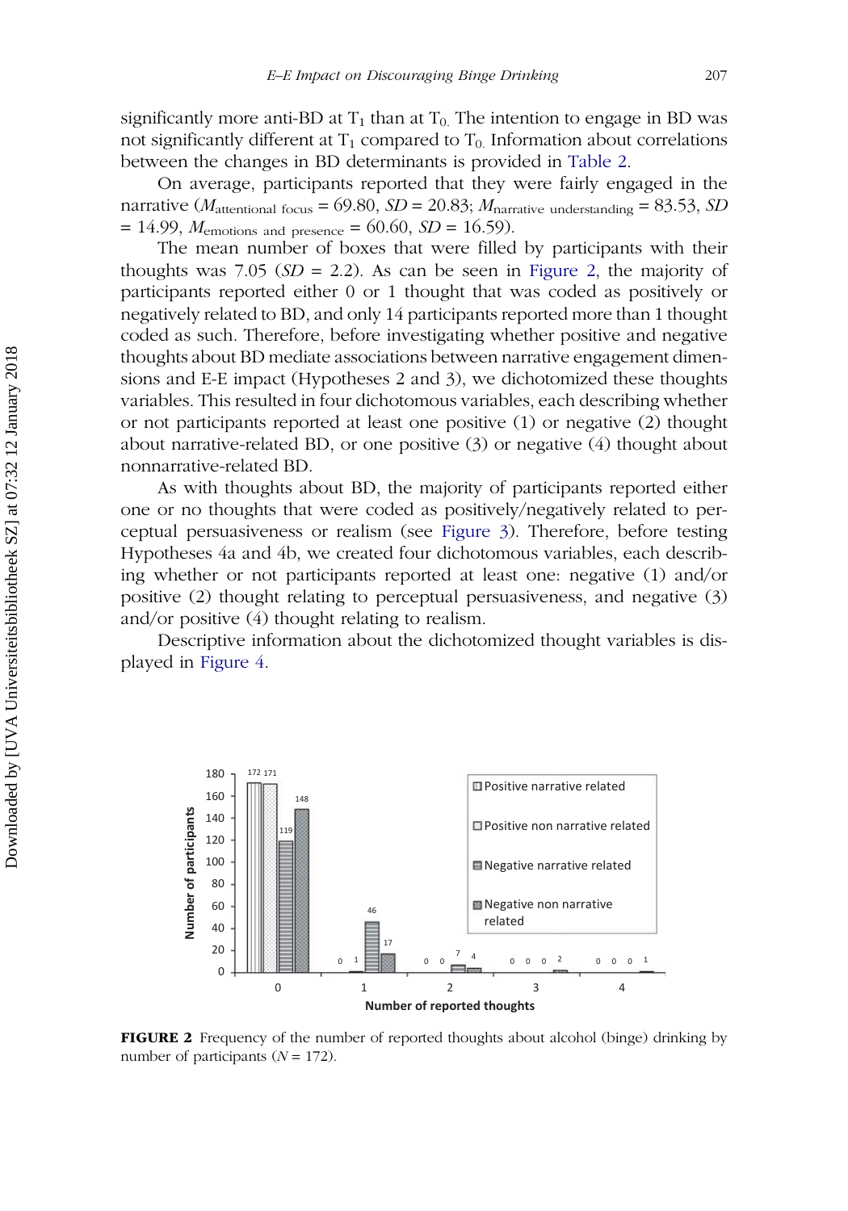significantly more anti-BD at $T_1$ than at $T_0$. The intention to engage in BD was not significantly different at $T_1$ compared to $T_0$. Information about correlations between the changes in BD determinants is provided in Table 2.

On average, participants reported that they were fairly engaged in the narrative ($M_{\text{attentional focus}} = 69.80$, $SD = 20.83$; $M_{\text{narrative understanding}} = 83.53$, $SD = 14.99$, $M_{\text{emotions and presence}} = 60.60$, $SD = 16.59$).

The mean number of boxes that were filled by participants with their thoughts was 7.05 ($SD = 2.2$). As can be seen in Figure 2, the majority of participants reported either 0 or 1 thought that was coded as positively or negatively related to BD, and only 14 participants reported more than 1 thought coded as such. Therefore, before investigating whether positive and negative thoughts about BD mediate associations between narrative engagement dimensions and E-E impact (Hypotheses 2 and 3), we dichotomized these thoughts variables. This resulted in four dichotomous variables, each describing whether or not participants reported at least one positive (1) or negative (2) thought about narrative-related BD, or one positive (3) or negative (4) thought about nonnarrative-related BD.

As with thoughts about BD, the majority of participants reported either one or no thoughts that were coded as positively/negatively related to perceptual persuasiveness or realism (see Figure 3). Therefore, before testing Hypotheses 4a and 4b, we created four dichotomous variables, each describing whether or not participants reported at least one: negative (1) and/or positive (2) thought relating to perceptual persuasiveness, and negative (3) and/or positive (4) thought relating to realism.

Descriptive information about the dichotomized thought variables is displayed in Figure 4.

**FIGURE 2** Frequency of the number of reported thoughts about alcohol (binge) drinking by number of participants ($N = 172$).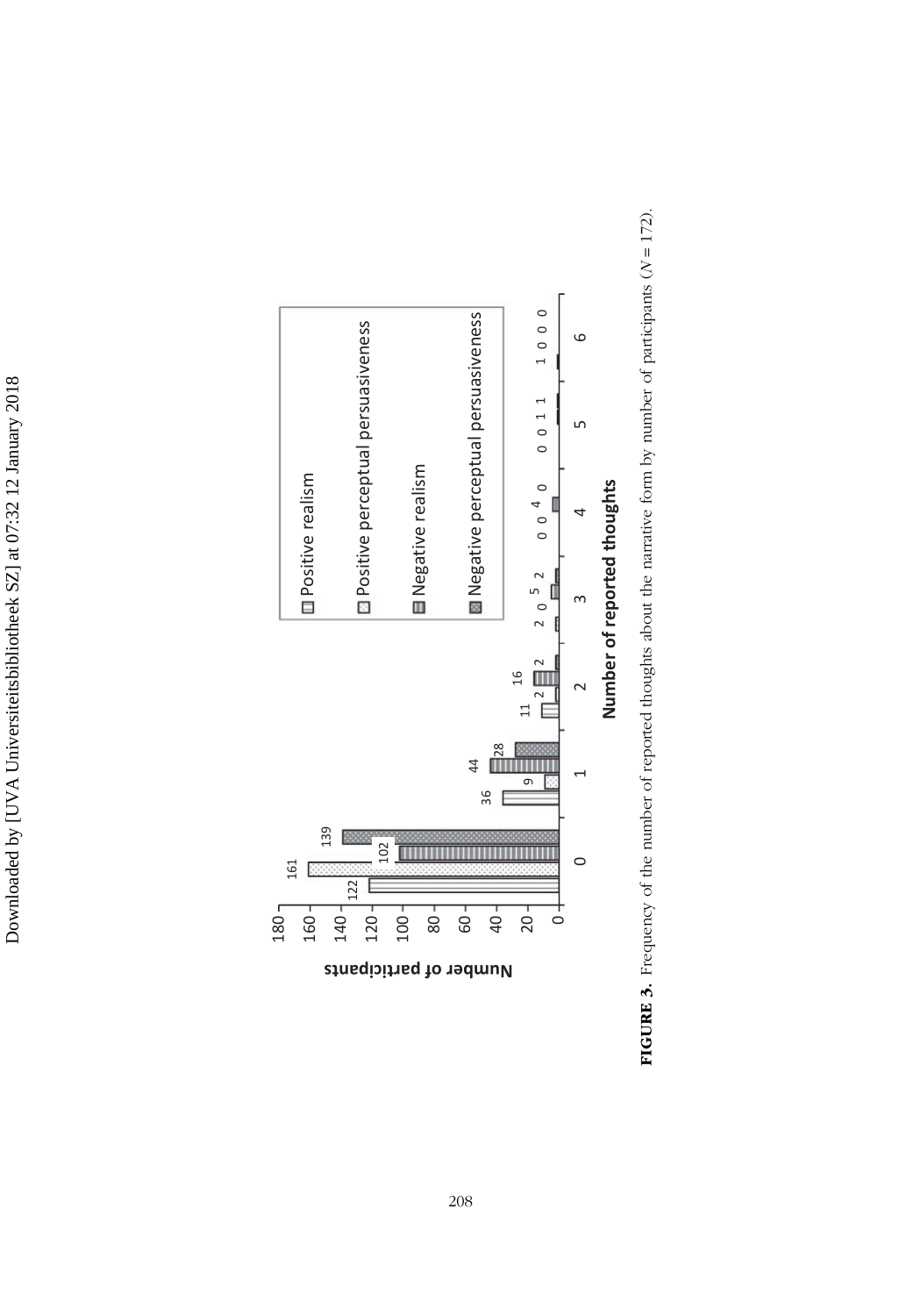**FIGURE 3.** Frequency of the number of reported thoughts about the narrative form by number of participants ($N = 172$).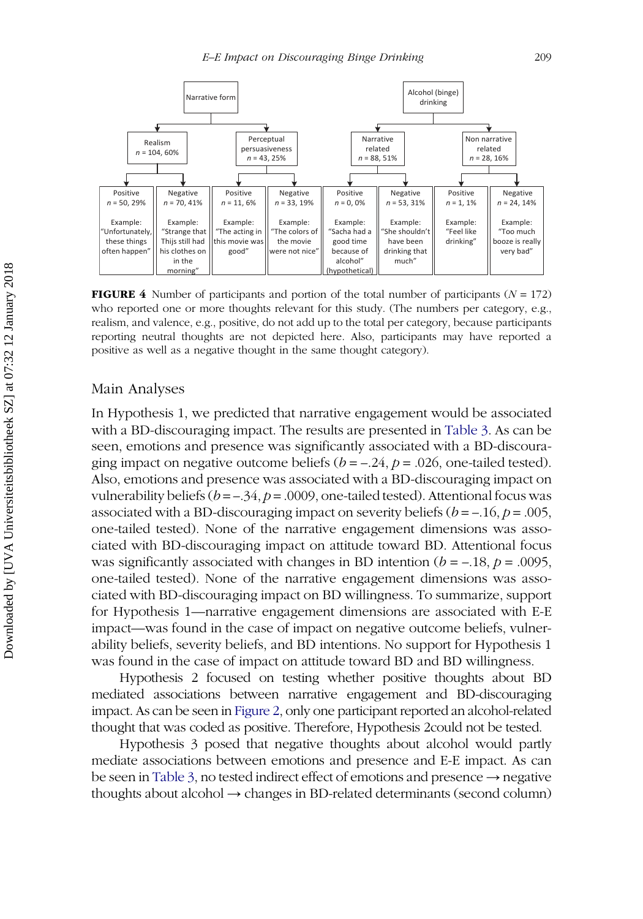| Narrative form | | | | Alcohol (binge) drinking | | | |
|---|---|---|---|---|---|---|---|
| Realism $n$ = 104, 60% | | Perceptual persuasiveness $n$ = 43, 25% | | Narrative related $n$ = 88, 51% | | Non narrative related $n$ = 28, 16% | |
| Positive $n$ = 50, 29% | Negative $n$ = 70, 41% | Positive $n$ = 11, 6% | Negative $n$ = 33, 19% | Positive $n$ = 0, 0% | Negative $n$ = 53, 31% | Positive $n$ = 1, 1% | Negative $n$ = 24, 14% |
| Example: "Unfortunately, these things often happen" | Example: "Strange that Thijs still had his clothes on in the morning" | Example: "The acting in this movie was good" | Example: "The colors of the movie were not nice" | Example: "Sacha had a good time because of alcohol" (hypothetical) | Example: "She shouldn't have been drinking that much" | Example: "Feel like drinking" | Example: "Too much booze is really very bad" |

**FIGURE 4** Number of participants and portion of the total number of participants ($N$ = 172) who reported one or more thoughts relevant for this study. (The numbers per category, e.g., realism, and valence, e.g., positive, do not add up to the total per category, because participants reporting neutral thoughts are not depicted here. Also, participants may have reported a positive as well as a negative thought in the same thought category).

## Main Analyses

In Hypothesis 1, we predicted that narrative engagement would be associated with a BD-discouraging impact. The results are presented in Table 3. As can be seen, emotions and presence was significantly associated with a BD-discouraging impact on negative outcome beliefs ($b = -.24$, $p = .026$, one-tailed tested). Also, emotions and presence was associated with a BD-discouraging impact on vulnerability beliefs ($b = -.34$, $p = .0009$, one-tailed tested). Attentional focus was associated with a BD-discouraging impact on severity beliefs ($b = -.16$, $p = .005$, one-tailed tested). None of the narrative engagement dimensions was associated with BD-discouraging impact on attitude toward BD. Attentional focus was significantly associated with changes in BD intention ($b = -.18$, $p = .0095$, one-tailed tested). None of the narrative engagement dimensions was associated with BD-discouraging impact on BD willingness. To summarize, support for Hypothesis 1—narrative engagement dimensions are associated with E-E impact—was found in the case of impact on negative outcome beliefs, vulnerability beliefs, severity beliefs, and BD intentions. No support for Hypothesis 1 was found in the case of impact on attitude toward BD and BD willingness.

Hypothesis 2 focused on testing whether positive thoughts about BD mediated associations between narrative engagement and BD-discouraging impact. As can be seen in Figure 2, only one participant reported an alcohol-related thought that was coded as positive. Therefore, Hypothesis 2could not be tested.

Hypothesis 3 posed that negative thoughts about alcohol would partly mediate associations between emotions and presence and E-E impact. As can be seen in Table 3, no tested indirect effect of emotions and presence → negative thoughts about alcohol → changes in BD-related determinants (second column)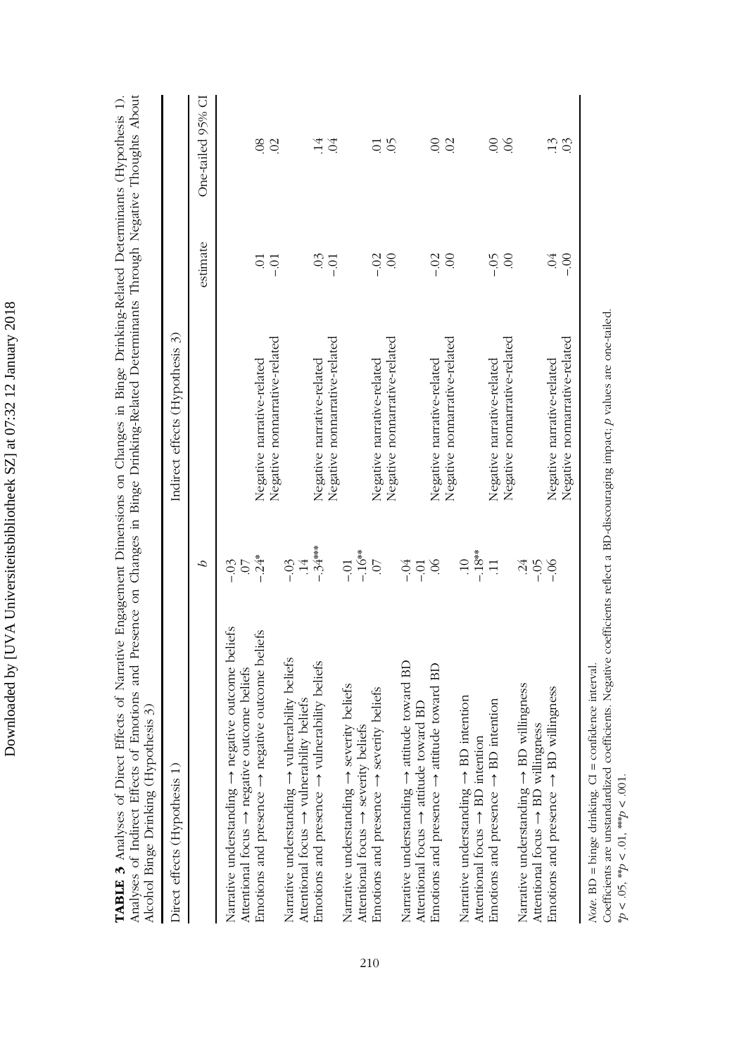**TABLE 3** Analyses of Direct Effects of Narrative Engagement Dimensions on Changes in Binge Drinking-Related Determinants (Hypothesis 1). Analyses of Indirect Effects of Emotions and Presence on Changes in Binge Drinking-Related Determinants Through Negative Thoughts About Alcohol Binge Drinking (Hypothesis 3)

| Direct effects (Hypothesis 1) | | Indirect effects (Hypothesis 3) | | |
|---|---|---|---|---|
| | *b* | | estimate | One-tailed 95% CI |
| Narrative understanding → negative outcome beliefs | −.03 | | | |
| Attentional focus → negative outcome beliefs | .07 | | | |
| Emotions and presence → negative outcome beliefs | −.24* | Negative narrative-related | .01 | .08 |
| | | Negative nonnarrative-related | −.01 | .02 |
| Narrative understanding → vulnerability beliefs | −.03 | | | |
| Attentional focus → vulnerability beliefs | .14 | | | |
| Emotions and presence → vulnerability beliefs | −.34*** | Negative narrative-related | .03 | .14 |
| | | Negative nonnarrative-related | −.01 | .04 |
| Narrative understanding → severity beliefs | −.01 | | | |
| Attentional focus → severity beliefs | −.16** | | | |
| Emotions and presence → severity beliefs | .07 | Negative narrative-related | −.02 | .01 |
| | | Negative nonnarrative-related | .00 | .05 |
| Narrative understanding → attitude toward BD | −.04 | | | |
| Attentional focus → attitude toward BD | −.01 | | | |
| Emotions and presence → attitude toward BD | .06 | Negative narrative-related | −.02 | .00 |
| | | Negative nonnarrative-related | .00 | .02 |
| Narrative understanding → BD intention | .10 | | | |
| Attentional focus → BD intention | −.18** | | | |
| Emotions and presence → BD intention | .11 | Negative narrative-related | −.05 | .00 |
| | | Negative nonnarrative-related | .00 | .06 |
| Narrative understanding → BD willingness | .24 | | | |
| Attentional focus → BD willingness | −.05 | | | |
| Emotions and presence → BD willingness | −.06 | Negative narrative-related | .04 | .13 |
| | | Negative nonnarrative-related | −.00 | .03 |

*Note.* BD = binge drinking. CI = confidence interval.
Coefficients are unstandardized coefficients. Negative coefficients reflect a BD-discouraging impact; *p* values are one-tailed.
$^{*}p < .05$, $^{**}p < .01$, $^{***}p < .001$.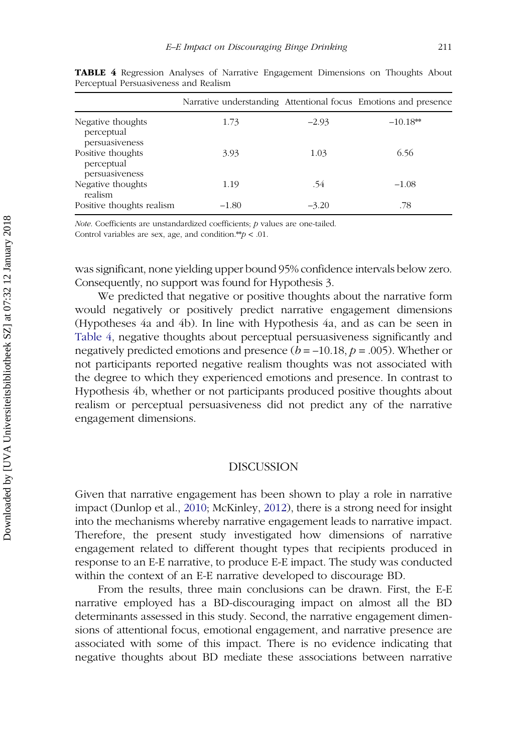**TABLE 4** Regression Analyses of Narrative Engagement Dimensions on Thoughts About Perceptual Persuasiveness and Realism

| | Narrative understanding | Attentional focus | Emotions and presence |
|---|---|---|---|
| Negative thoughts perceptual persuasiveness | 1.73 | −2.93 | −10.18** |
| Positive thoughts perceptual persuasiveness | 3.93 | 1.03 | 6.56 |
| Negative thoughts realism | 1.19 | .54 | −1.08 |
| Positive thoughts realism | −1.80 | −3.20 | .78 |

*Note.* Coefficients are unstandardized coefficients; $p$ values are one-tailed.
Control variables are sex, age, and condition.**$p < .01$.

was significant, none yielding upper bound 95% confidence intervals below zero. Consequently, no support was found for Hypothesis 3.

We predicted that negative or positive thoughts about the narrative form would negatively or positively predict narrative engagement dimensions (Hypotheses 4a and 4b). In line with Hypothesis 4a, and as can be seen in Table 4, negative thoughts about perceptual persuasiveness significantly and negatively predicted emotions and presence ($b = -10.18$, $p = .005$). Whether or not participants reported negative realism thoughts was not associated with the degree to which they experienced emotions and presence. In contrast to Hypothesis 4b, whether or not participants produced positive thoughts about realism or perceptual persuasiveness did not predict any of the narrative engagement dimensions.

## DISCUSSION

Given that narrative engagement has been shown to play a role in narrative impact (Dunlop et al., 2010; McKinley, 2012), there is a strong need for insight into the mechanisms whereby narrative engagement leads to narrative impact. Therefore, the present study investigated how dimensions of narrative engagement related to different thought types that recipients produced in response to an E-E narrative, to produce E-E impact. The study was conducted within the context of an E-E narrative developed to discourage BD.

From the results, three main conclusions can be drawn. First, the E-E narrative employed has a BD-discouraging impact on almost all the BD determinants assessed in this study. Second, the narrative engagement dimensions of attentional focus, emotional engagement, and narrative presence are associated with some of this impact. There is no evidence indicating that negative thoughts about BD mediate these associations between narrative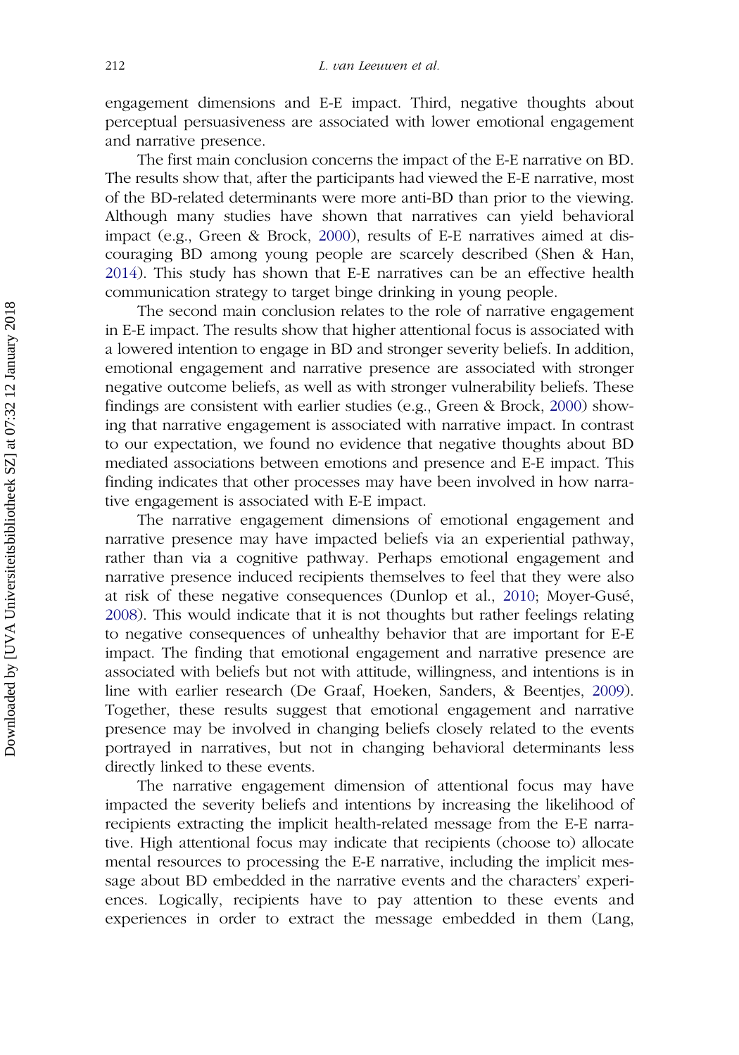engagement dimensions and E-E impact. Third, negative thoughts about perceptual persuasiveness are associated with lower emotional engagement and narrative presence.

The first main conclusion concerns the impact of the E-E narrative on BD. The results show that, after the participants had viewed the E-E narrative, most of the BD-related determinants were more anti-BD than prior to the viewing. Although many studies have shown that narratives can yield behavioral impact (e.g., Green & Brock, 2000), results of E-E narratives aimed at discouraging BD among young people are scarcely described (Shen & Han, 2014). This study has shown that E-E narratives can be an effective health communication strategy to target binge drinking in young people.

The second main conclusion relates to the role of narrative engagement in E-E impact. The results show that higher attentional focus is associated with a lowered intention to engage in BD and stronger severity beliefs. In addition, emotional engagement and narrative presence are associated with stronger negative outcome beliefs, as well as with stronger vulnerability beliefs. These findings are consistent with earlier studies (e.g., Green & Brock, 2000) showing that narrative engagement is associated with narrative impact. In contrast to our expectation, we found no evidence that negative thoughts about BD mediated associations between emotions and presence and E-E impact. This finding indicates that other processes may have been involved in how narrative engagement is associated with E-E impact.

The narrative engagement dimensions of emotional engagement and narrative presence may have impacted beliefs via an experiential pathway, rather than via a cognitive pathway. Perhaps emotional engagement and narrative presence induced recipients themselves to feel that they were also at risk of these negative consequences (Dunlop et al., 2010; Moyer-Gusé, 2008). This would indicate that it is not thoughts but rather feelings relating to negative consequences of unhealthy behavior that are important for E-E impact. The finding that emotional engagement and narrative presence are associated with beliefs but not with attitude, willingness, and intentions is in line with earlier research (De Graaf, Hoeken, Sanders, & Beentjes, 2009). Together, these results suggest that emotional engagement and narrative presence may be involved in changing beliefs closely related to the events portrayed in narratives, but not in changing behavioral determinants less directly linked to these events.

The narrative engagement dimension of attentional focus may have impacted the severity beliefs and intentions by increasing the likelihood of recipients extracting the implicit health-related message from the E-E narrative. High attentional focus may indicate that recipients (choose to) allocate mental resources to processing the E-E narrative, including the implicit message about BD embedded in the narrative events and the characters' experiences. Logically, recipients have to pay attention to these events and experiences in order to extract the message embedded in them (Lang,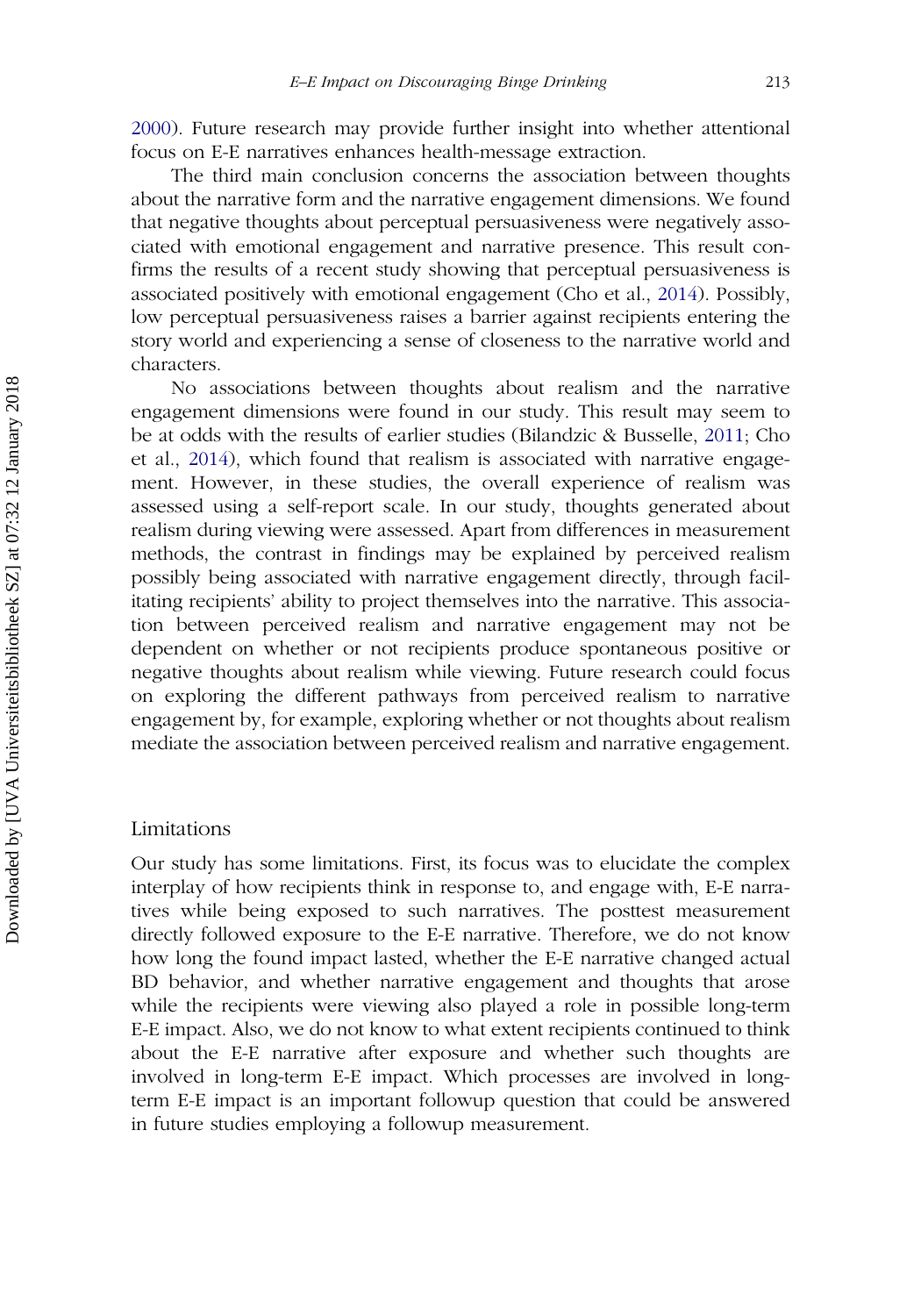2000). Future research may provide further insight into whether attentional focus on E-E narratives enhances health-message extraction.

The third main conclusion concerns the association between thoughts about the narrative form and the narrative engagement dimensions. We found that negative thoughts about perceptual persuasiveness were negatively associated with emotional engagement and narrative presence. This result confirms the results of a recent study showing that perceptual persuasiveness is associated positively with emotional engagement (Cho et al., 2014). Possibly, low perceptual persuasiveness raises a barrier against recipients entering the story world and experiencing a sense of closeness to the narrative world and characters.

No associations between thoughts about realism and the narrative engagement dimensions were found in our study. This result may seem to be at odds with the results of earlier studies (Bilandzic & Busselle, 2011; Cho et al., 2014), which found that realism is associated with narrative engagement. However, in these studies, the overall experience of realism was assessed using a self-report scale. In our study, thoughts generated about realism during viewing were assessed. Apart from differences in measurement methods, the contrast in findings may be explained by perceived realism possibly being associated with narrative engagement directly, through facilitating recipients' ability to project themselves into the narrative. This association between perceived realism and narrative engagement may not be dependent on whether or not recipients produce spontaneous positive or negative thoughts about realism while viewing. Future research could focus on exploring the different pathways from perceived realism to narrative engagement by, for example, exploring whether or not thoughts about realism mediate the association between perceived realism and narrative engagement.

## Limitations

Our study has some limitations. First, its focus was to elucidate the complex interplay of how recipients think in response to, and engage with, E-E narratives while being exposed to such narratives. The posttest measurement directly followed exposure to the E-E narrative. Therefore, we do not know how long the found impact lasted, whether the E-E narrative changed actual BD behavior, and whether narrative engagement and thoughts that arose while the recipients were viewing also played a role in possible long-term E-E impact. Also, we do not know to what extent recipients continued to think about the E-E narrative after exposure and whether such thoughts are involved in long-term E-E impact. Which processes are involved in long-term E-E impact is an important followup question that could be answered in future studies employing a followup measurement.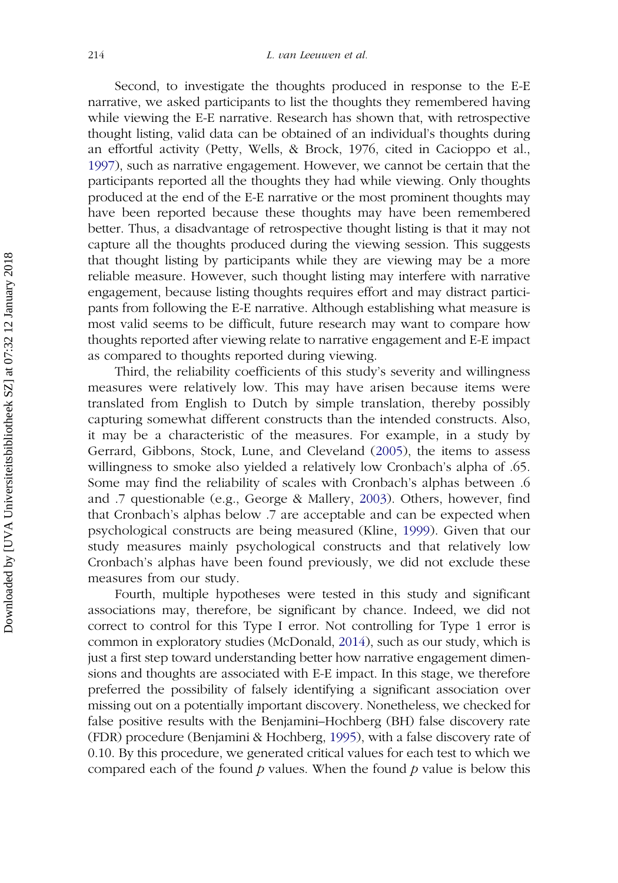Second, to investigate the thoughts produced in response to the E-E narrative, we asked participants to list the thoughts they remembered having while viewing the E-E narrative. Research has shown that, with retrospective thought listing, valid data can be obtained of an individual's thoughts during an effortful activity (Petty, Wells, & Brock, 1976, cited in Cacioppo et al., 1997), such as narrative engagement. However, we cannot be certain that the participants reported all the thoughts they had while viewing. Only thoughts produced at the end of the E-E narrative or the most prominent thoughts may have been reported because these thoughts may have been remembered better. Thus, a disadvantage of retrospective thought listing is that it may not capture all the thoughts produced during the viewing session. This suggests that thought listing by participants while they are viewing may be a more reliable measure. However, such thought listing may interfere with narrative engagement, because listing thoughts requires effort and may distract participants from following the E-E narrative. Although establishing what measure is most valid seems to be difficult, future research may want to compare how thoughts reported after viewing relate to narrative engagement and E-E impact as compared to thoughts reported during viewing.

Third, the reliability coefficients of this study's severity and willingness measures were relatively low. This may have arisen because items were translated from English to Dutch by simple translation, thereby possibly capturing somewhat different constructs than the intended constructs. Also, it may be a characteristic of the measures. For example, in a study by Gerrard, Gibbons, Stock, Lune, and Cleveland (2005), the items to assess willingness to smoke also yielded a relatively low Cronbach's alpha of .65. Some may find the reliability of scales with Cronbach's alphas between .6 and .7 questionable (e.g., George & Mallery, 2003). Others, however, find that Cronbach's alphas below .7 are acceptable and can be expected when psychological constructs are being measured (Kline, 1999). Given that our study measures mainly psychological constructs and that relatively low Cronbach's alphas have been found previously, we did not exclude these measures from our study.

Fourth, multiple hypotheses were tested in this study and significant associations may, therefore, be significant by chance. Indeed, we did not correct to control for this Type I error. Not controlling for Type 1 error is common in exploratory studies (McDonald, 2014), such as our study, which is just a first step toward understanding better how narrative engagement dimensions and thoughts are associated with E-E impact. In this stage, we therefore preferred the possibility of falsely identifying a significant association over missing out on a potentially important discovery. Nonetheless, we checked for false positive results with the Benjamini–Hochberg (BH) false discovery rate (FDR) procedure (Benjamini & Hochberg, 1995), with a false discovery rate of 0.10. By this procedure, we generated critical values for each test to which we compared each of the found $p$ values. When the found $p$ value is below this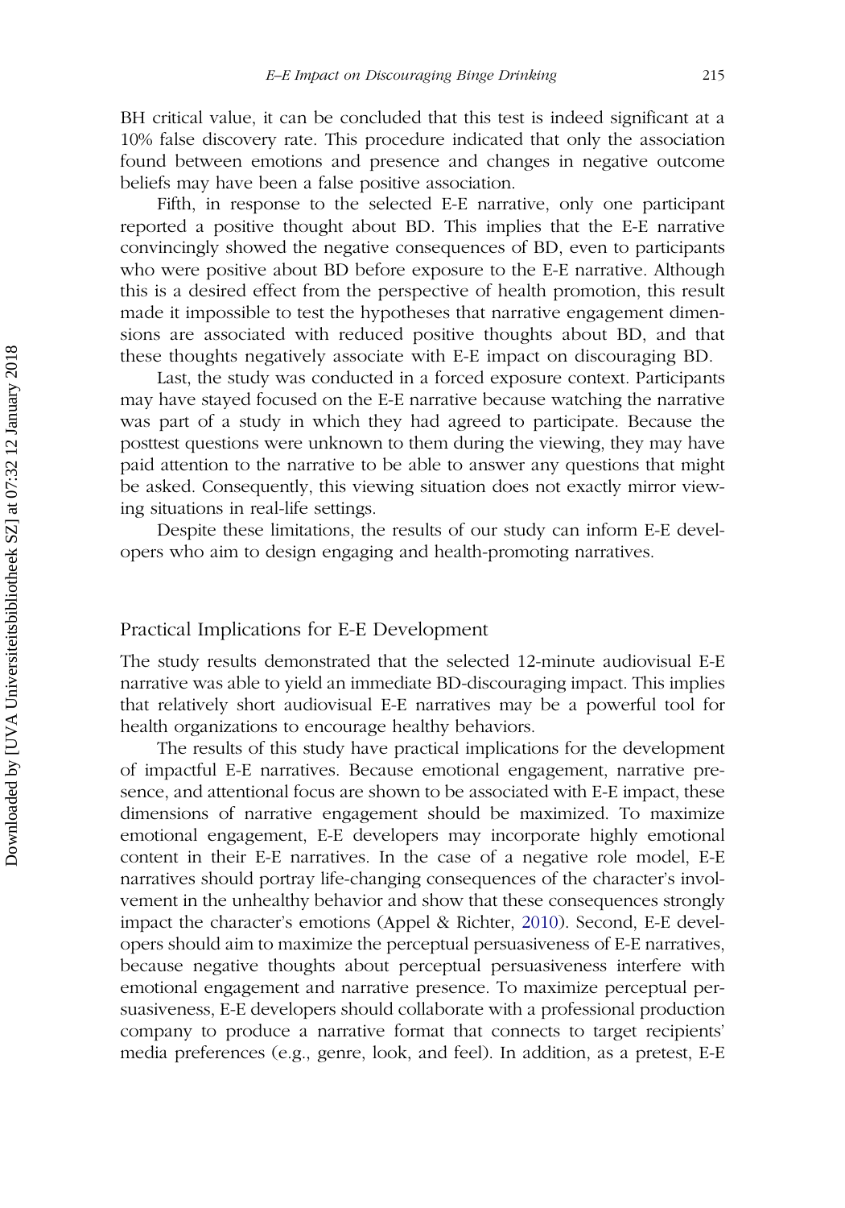BH critical value, it can be concluded that this test is indeed significant at a 10% false discovery rate. This procedure indicated that only the association found between emotions and presence and changes in negative outcome beliefs may have been a false positive association.

Fifth, in response to the selected E-E narrative, only one participant reported a positive thought about BD. This implies that the E-E narrative convincingly showed the negative consequences of BD, even to participants who were positive about BD before exposure to the E-E narrative. Although this is a desired effect from the perspective of health promotion, this result made it impossible to test the hypotheses that narrative engagement dimensions are associated with reduced positive thoughts about BD, and that these thoughts negatively associate with E-E impact on discouraging BD.

Last, the study was conducted in a forced exposure context. Participants may have stayed focused on the E-E narrative because watching the narrative was part of a study in which they had agreed to participate. Because the posttest questions were unknown to them during the viewing, they may have paid attention to the narrative to be able to answer any questions that might be asked. Consequently, this viewing situation does not exactly mirror viewing situations in real-life settings.

Despite these limitations, the results of our study can inform E-E developers who aim to design engaging and health-promoting narratives.

## Practical Implications for E-E Development

The study results demonstrated that the selected 12-minute audiovisual E-E narrative was able to yield an immediate BD-discouraging impact. This implies that relatively short audiovisual E-E narratives may be a powerful tool for health organizations to encourage healthy behaviors.

The results of this study have practical implications for the development of impactful E-E narratives. Because emotional engagement, narrative presence, and attentional focus are shown to be associated with E-E impact, these dimensions of narrative engagement should be maximized. To maximize emotional engagement, E-E developers may incorporate highly emotional content in their E-E narratives. In the case of a negative role model, E-E narratives should portray life-changing consequences of the character's involvement in the unhealthy behavior and show that these consequences strongly impact the character's emotions (Appel & Richter, 2010). Second, E-E developers should aim to maximize the perceptual persuasiveness of E-E narratives, because negative thoughts about perceptual persuasiveness interfere with emotional engagement and narrative presence. To maximize perceptual persuasiveness, E-E developers should collaborate with a professional production company to produce a narrative format that connects to target recipients' media preferences (e.g., genre, look, and feel). In addition, as a pretest, E-E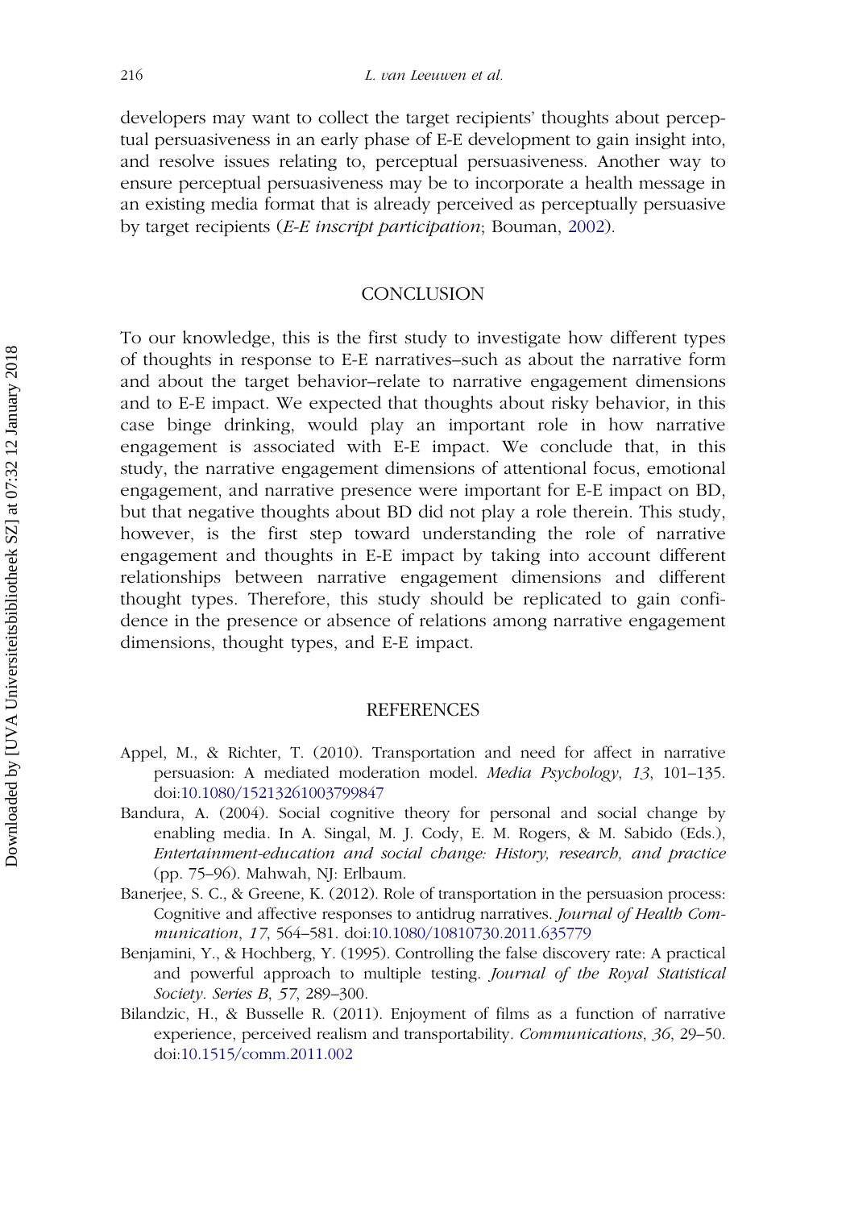developers may want to collect the target recipients' thoughts about perceptual persuasiveness in an early phase of E-E development to gain insight into, and resolve issues relating to, perceptual persuasiveness. Another way to ensure perceptual persuasiveness may be to incorporate a health message in an existing media format that is already perceived as perceptually persuasive by target recipients (*E-E inscript participation*; Bouman, 2002).

## CONCLUSION

To our knowledge, this is the first study to investigate how different types of thoughts in response to E-E narratives–such as about the narrative form and about the target behavior–relate to narrative engagement dimensions and to E-E impact. We expected that thoughts about risky behavior, in this case binge drinking, would play an important role in how narrative engagement is associated with E-E impact. We conclude that, in this study, the narrative engagement dimensions of attentional focus, emotional engagement, and narrative presence were important for E-E impact on BD, but that negative thoughts about BD did not play a role therein. This study, however, is the first step toward understanding the role of narrative engagement and thoughts in E-E impact by taking into account different relationships between narrative engagement dimensions and different thought types. Therefore, this study should be replicated to gain confidence in the presence or absence of relations among narrative engagement dimensions, thought types, and E-E impact.

## REFERENCES

Appel, M., & Richter, T. (2010). Transportation and need for affect in narrative persuasion: A mediated moderation model. *Media Psychology*, *13*, 101–135. doi:10.1080/15213261003799847

Bandura, A. (2004). Social cognitive theory for personal and social change by enabling media. In A. Singal, M. J. Cody, E. M. Rogers, & M. Sabido (Eds.), *Entertainment-education and social change: History, research, and practice* (pp. 75–96). Mahwah, NJ: Erlbaum.

Banerjee, S. C., & Greene, K. (2012). Role of transportation in the persuasion process: Cognitive and affective responses to antidrug narratives. *Journal of Health Communication*, *17*, 564–581. doi:10.1080/10810730.2011.635779

Benjamini, Y., & Hochberg, Y. (1995). Controlling the false discovery rate: A practical and powerful approach to multiple testing. *Journal of the Royal Statistical Society. Series B*, *57*, 289–300.

Bilandzic, H., & Busselle R. (2011). Enjoyment of films as a function of narrative experience, perceived realism and transportability. *Communications*, *36*, 29–50. doi:10.1515/comm.2011.002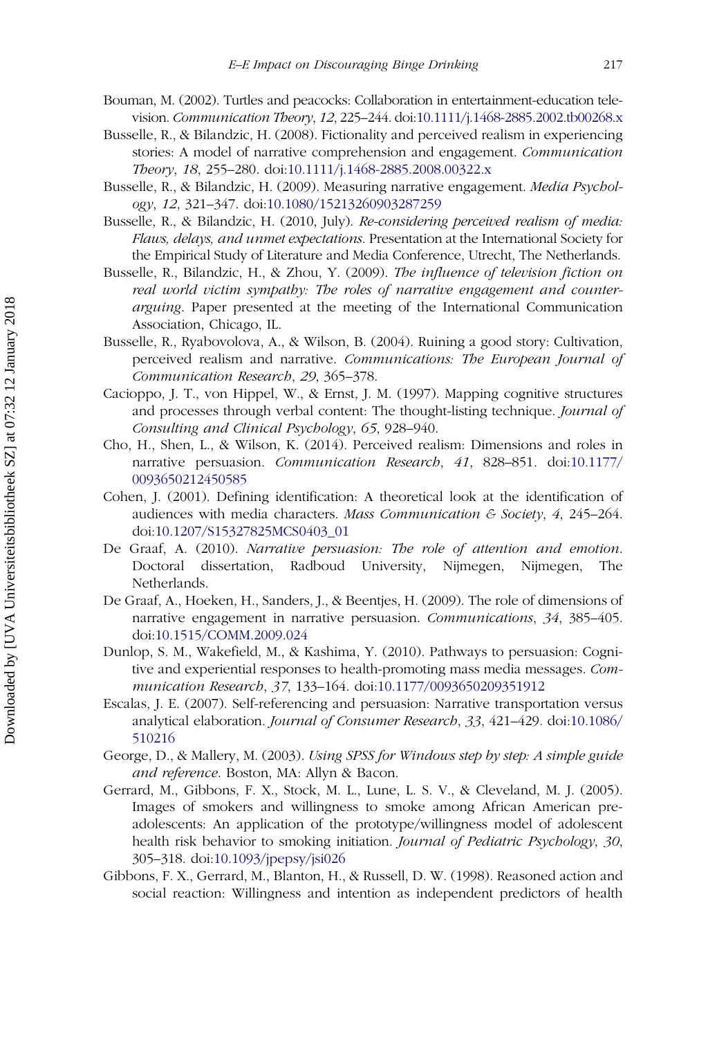Bouman, M. (2002). Turtles and peacocks: Collaboration in entertainment-education television. *Communication Theory*, *12*, 225–244. doi:10.1111/j.1468-2885.2002.tb00268.x

Busselle, R., & Bilandzic, H. (2008). Fictionality and perceived realism in experiencing stories: A model of narrative comprehension and engagement. *Communication Theory*, *18*, 255–280. doi:10.1111/j.1468-2885.2008.00322.x

Busselle, R., & Bilandzic, H. (2009). Measuring narrative engagement. *Media Psychology*, *12*, 321–347. doi:10.1080/15213260903287259

Busselle, R., & Bilandzic, H. (2010, July). *Re-considering perceived realism of media: Flaws, delays, and unmet expectations*. Presentation at the International Society for the Empirical Study of Literature and Media Conference, Utrecht, The Netherlands.

Busselle, R., Bilandzic, H., & Zhou, Y. (2009). *The influence of television fiction on real world victim sympathy: The roles of narrative engagement and counterarguing*. Paper presented at the meeting of the International Communication Association, Chicago, IL.

Busselle, R., Ryabovolova, A., & Wilson, B. (2004). Ruining a good story: Cultivation, perceived realism and narrative. *Communications: The European Journal of Communication Research*, *29*, 365–378.

Cacioppo, J. T., von Hippel, W., & Ernst, J. M. (1997). Mapping cognitive structures and processes through verbal content: The thought-listing technique. *Journal of Consulting and Clinical Psychology*, *65*, 928–940.

Cho, H., Shen, L., & Wilson, K. (2014). Perceived realism: Dimensions and roles in narrative persuasion. *Communication Research*, *41*, 828–851. doi:10.1177/0093650212450585

Cohen, J. (2001). Defining identification: A theoretical look at the identification of audiences with media characters. *Mass Communication & Society*, *4*, 245–264. doi:10.1207/S15327825MCS0403_01

De Graaf, A. (2010). *Narrative persuasion: The role of attention and emotion*. Doctoral dissertation, Radboud University, Nijmegen, Nijmegen, The Netherlands.

De Graaf, A., Hoeken, H., Sanders, J., & Beentjes, H. (2009). The role of dimensions of narrative engagement in narrative persuasion. *Communications*, *34*, 385–405. doi:10.1515/COMM.2009.024

Dunlop, S. M., Wakefield, M., & Kashima, Y. (2010). Pathways to persuasion: Cognitive and experiential responses to health-promoting mass media messages. *Communication Research*, *37*, 133–164. doi:10.1177/0093650209351912

Escalas, J. E. (2007). Self-referencing and persuasion: Narrative transportation versus analytical elaboration. *Journal of Consumer Research*, *33*, 421–429. doi:10.1086/510216

George, D., & Mallery, M. (2003). *Using SPSS for Windows step by step: A simple guide and reference*. Boston, MA: Allyn & Bacon.

Gerrard, M., Gibbons, F. X., Stock, M. L., Lune, L. S. V., & Cleveland, M. J. (2005). Images of smokers and willingness to smoke among African American pre-adolescents: An application of the prototype/willingness model of adolescent health risk behavior to smoking initiation. *Journal of Pediatric Psychology*, *30*, 305–318. doi:10.1093/jpepsy/jsi026

Gibbons, F. X., Gerrard, M., Blanton, H., & Russell, D. W. (1998). Reasoned action and social reaction: Willingness and intention as independent predictors of health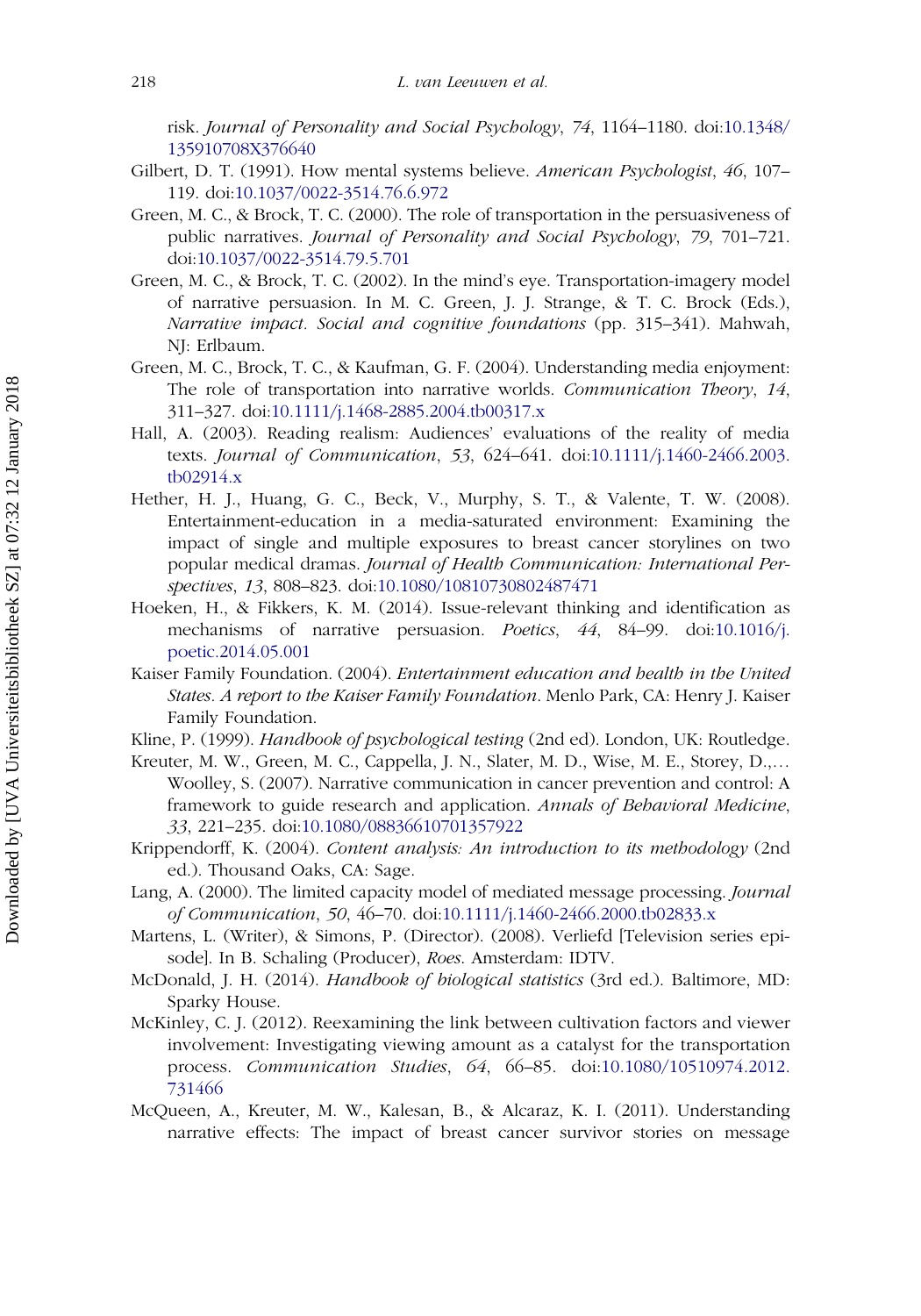risk. *Journal of Personality and Social Psychology*, *74*, 1164–1180. doi:10.1348/135910708X376640

Gilbert, D. T. (1991). How mental systems believe. *American Psychologist*, *46*, 107–119. doi:10.1037/0022-3514.76.6.972

Green, M. C., & Brock, T. C. (2000). The role of transportation in the persuasiveness of public narratives. *Journal of Personality and Social Psychology*, *79*, 701–721. doi:10.1037/0022-3514.79.5.701

Green, M. C., & Brock, T. C. (2002). In the mind's eye. Transportation-imagery model of narrative persuasion. In M. C. Green, J. J. Strange, & T. C. Brock (Eds.), *Narrative impact. Social and cognitive foundations* (pp. 315–341). Mahwah, NJ: Erlbaum.

Green, M. C., Brock, T. C., & Kaufman, G. F. (2004). Understanding media enjoyment: The role of transportation into narrative worlds. *Communication Theory*, *14*, 311–327. doi:10.1111/j.1468-2885.2004.tb00317.x

Hall, A. (2003). Reading realism: Audiences' evaluations of the reality of media texts. *Journal of Communication*, *53*, 624–641. doi:10.1111/j.1460-2466.2003.tb02914.x

Hether, H. J., Huang, G. C., Beck, V., Murphy, S. T., & Valente, T. W. (2008). Entertainment-education in a media-saturated environment: Examining the impact of single and multiple exposures to breast cancer storylines on two popular medical dramas. *Journal of Health Communication: International Perspectives*, *13*, 808–823. doi:10.1080/10810730802487471

Hoeken, H., & Fikkers, K. M. (2014). Issue-relevant thinking and identification as mechanisms of narrative persuasion. *Poetics*, *44*, 84–99. doi:10.1016/j.poetic.2014.05.001

Kaiser Family Foundation. (2004). *Entertainment education and health in the United States. A report to the Kaiser Family Foundation*. Menlo Park, CA: Henry J. Kaiser Family Foundation.

Kline, P. (1999). *Handbook of psychological testing* (2nd ed). London, UK: Routledge.

Kreuter, M. W., Green, M. C., Cappella, J. N., Slater, M. D., Wise, M. E., Storey, D.,… Woolley, S. (2007). Narrative communication in cancer prevention and control: A framework to guide research and application. *Annals of Behavioral Medicine*, *33*, 221–235. doi:10.1080/08836610701357922

Krippendorff, K. (2004). *Content analysis: An introduction to its methodology* (2nd ed.). Thousand Oaks, CA: Sage.

Lang, A. (2000). The limited capacity model of mediated message processing. *Journal of Communication*, *50*, 46–70. doi:10.1111/j.1460-2466.2000.tb02833.x

Martens, L. (Writer), & Simons, P. (Director). (2008). Verliefd [Television series episode]. In B. Schaling (Producer), *Roes*. Amsterdam: IDTV.

McDonald, J. H. (2014). *Handbook of biological statistics* (3rd ed.). Baltimore, MD: Sparky House.

McKinley, C. J. (2012). Reexamining the link between cultivation factors and viewer involvement: Investigating viewing amount as a catalyst for the transportation process. *Communication Studies*, *64*, 66–85. doi:10.1080/10510974.2012.731466

McQueen, A., Kreuter, M. W., Kalesan, B., & Alcaraz, K. I. (2011). Understanding narrative effects: The impact of breast cancer survivor stories on message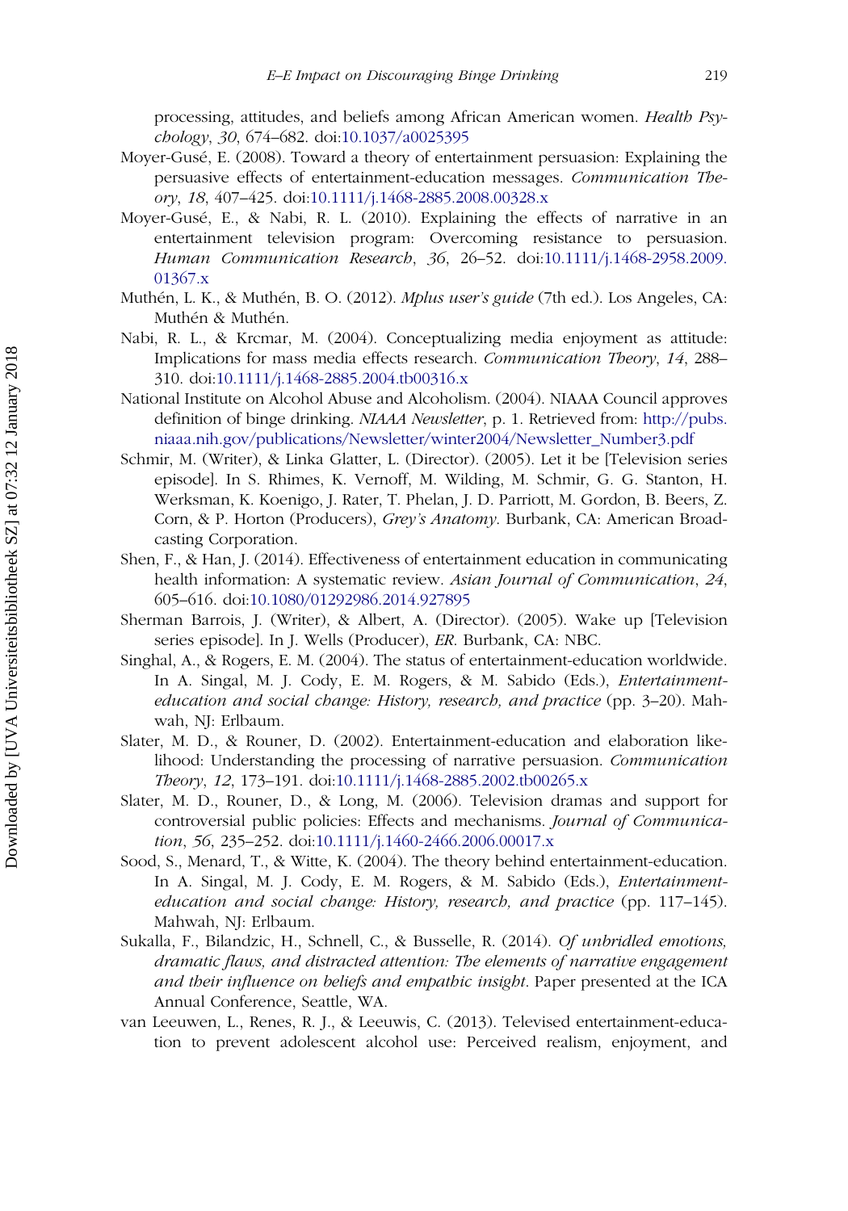processing, attitudes, and beliefs among African American women. *Health Psychology*, *30*, 674–682. doi:10.1037/a0025395

Moyer-Gusé, E. (2008). Toward a theory of entertainment persuasion: Explaining the persuasive effects of entertainment-education messages. *Communication Theory*, *18*, 407–425. doi:10.1111/j.1468-2885.2008.00328.x

Moyer-Gusé, E., & Nabi, R. L. (2010). Explaining the effects of narrative in an entertainment television program: Overcoming resistance to persuasion. *Human Communication Research*, *36*, 26–52. doi:10.1111/j.1468-2958.2009.01367.x

Muthén, L. K., & Muthén, B. O. (2012). *Mplus user's guide* (7th ed.). Los Angeles, CA: Muthén & Muthén.

Nabi, R. L., & Krcmar, M. (2004). Conceptualizing media enjoyment as attitude: Implications for mass media effects research. *Communication Theory*, *14*, 288–310. doi:10.1111/j.1468-2885.2004.tb00316.x

National Institute on Alcohol Abuse and Alcoholism. (2004). NIAAA Council approves definition of binge drinking. *NIAAA Newsletter*, p. 1. Retrieved from: http://pubs.niaaa.nih.gov/publications/Newsletter/winter2004/Newsletter_Number3.pdf

Schmir, M. (Writer), & Linka Glatter, L. (Director). (2005). Let it be [Television series episode]. In S. Rhimes, K. Vernoff, M. Wilding, M. Schmir, G. G. Stanton, H. Werksman, K. Koenigo, J. Rater, T. Phelan, J. D. Parriott, M. Gordon, B. Beers, Z. Corn, & P. Horton (Producers), *Grey's Anatomy*. Burbank, CA: American Broadcasting Corporation.

Shen, F., & Han, J. (2014). Effectiveness of entertainment education in communicating health information: A systematic review. *Asian Journal of Communication*, *24*, 605–616. doi:10.1080/01292986.2014.927895

Sherman Barrois, J. (Writer), & Albert, A. (Director). (2005). Wake up [Television series episode]. In J. Wells (Producer), *ER*. Burbank, CA: NBC.

Singhal, A., & Rogers, E. M. (2004). The status of entertainment-education worldwide. In A. Singal, M. J. Cody, E. M. Rogers, & M. Sabido (Eds.), *Entertainment-education and social change: History, research, and practice* (pp. 3–20). Mahwah, NJ: Erlbaum.

Slater, M. D., & Rouner, D. (2002). Entertainment-education and elaboration likelihood: Understanding the processing of narrative persuasion. *Communication Theory*, *12*, 173–191. doi:10.1111/j.1468-2885.2002.tb00265.x

Slater, M. D., Rouner, D., & Long, M. (2006). Television dramas and support for controversial public policies: Effects and mechanisms. *Journal of Communication*, *56*, 235–252. doi:10.1111/j.1460-2466.2006.00017.x

Sood, S., Menard, T., & Witte, K. (2004). The theory behind entertainment-education. In A. Singal, M. J. Cody, E. M. Rogers, & M. Sabido (Eds.), *Entertainment-education and social change: History, research, and practice* (pp. 117–145). Mahwah, NJ: Erlbaum.

Sukalla, F., Bilandzic, H., Schnell, C., & Busselle, R. (2014). *Of unbridled emotions, dramatic flaws, and distracted attention: The elements of narrative engagement and their influence on beliefs and empathic insight*. Paper presented at the ICA Annual Conference, Seattle, WA.

van Leeuwen, L., Renes, R. J., & Leeuwis, C. (2013). Televised entertainment-education to prevent adolescent alcohol use: Perceived realism, enjoyment, and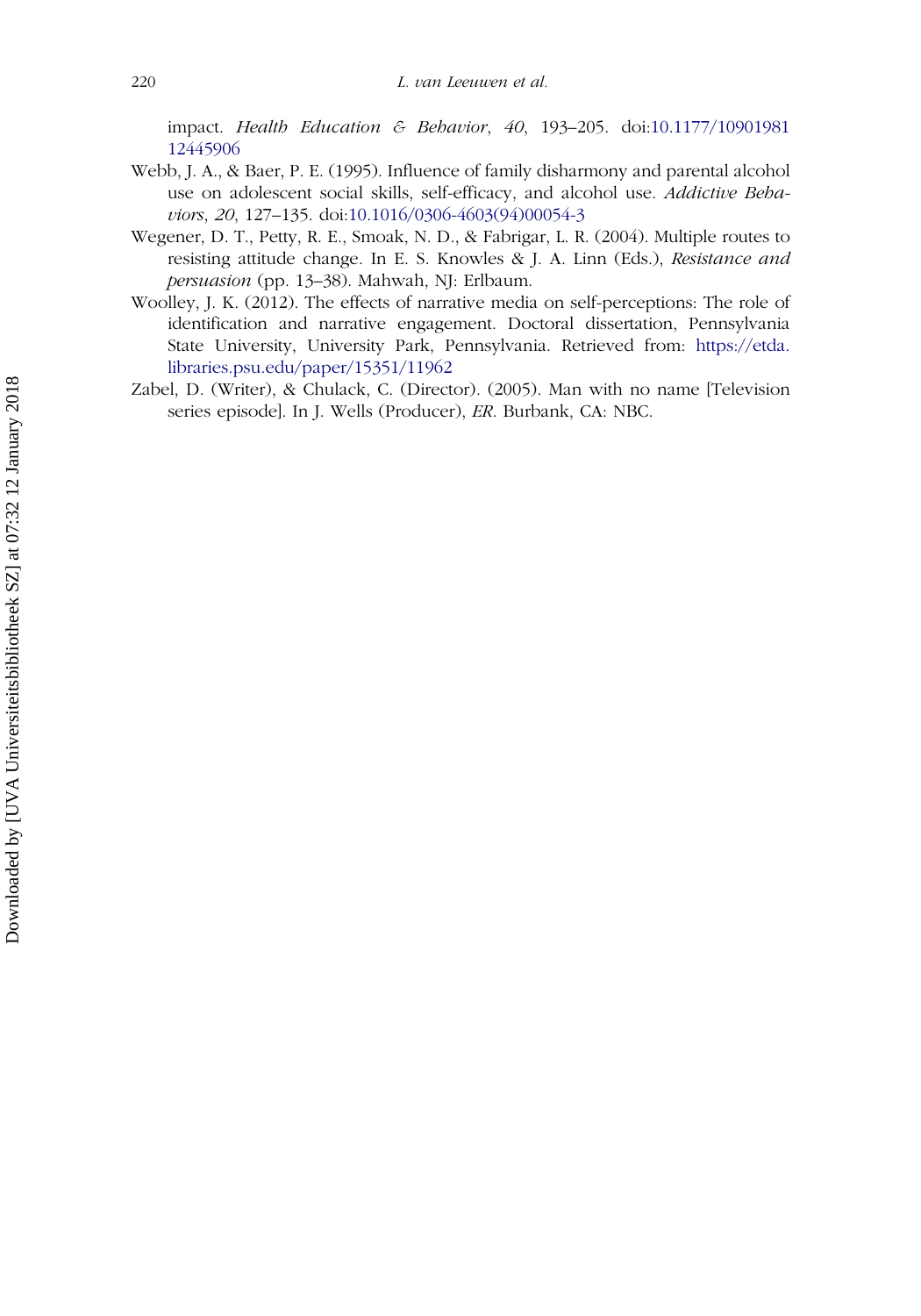impact. *Health Education & Behavior*, *40*, 193–205. doi:10.1177/1090198112445906

Webb, J. A., & Baer, P. E. (1995). Influence of family disharmony and parental alcohol use on adolescent social skills, self-efficacy, and alcohol use. *Addictive Behaviors*, *20*, 127–135. doi:10.1016/0306-4603(94)00054-3

Wegener, D. T., Petty, R. E., Smoak, N. D., & Fabrigar, L. R. (2004). Multiple routes to resisting attitude change. In E. S. Knowles & J. A. Linn (Eds.), *Resistance and persuasion* (pp. 13–38). Mahwah, NJ: Erlbaum.

Woolley, J. K. (2012). The effects of narrative media on self-perceptions: The role of identification and narrative engagement. Doctoral dissertation, Pennsylvania State University, University Park, Pennsylvania. Retrieved from: https://etda.libraries.psu.edu/paper/15351/11962

Zabel, D. (Writer), & Chulack, C. (Director). (2005). Man with no name [Television series episode]. In J. Wells (Producer), *ER*. Burbank, CA: NBC.